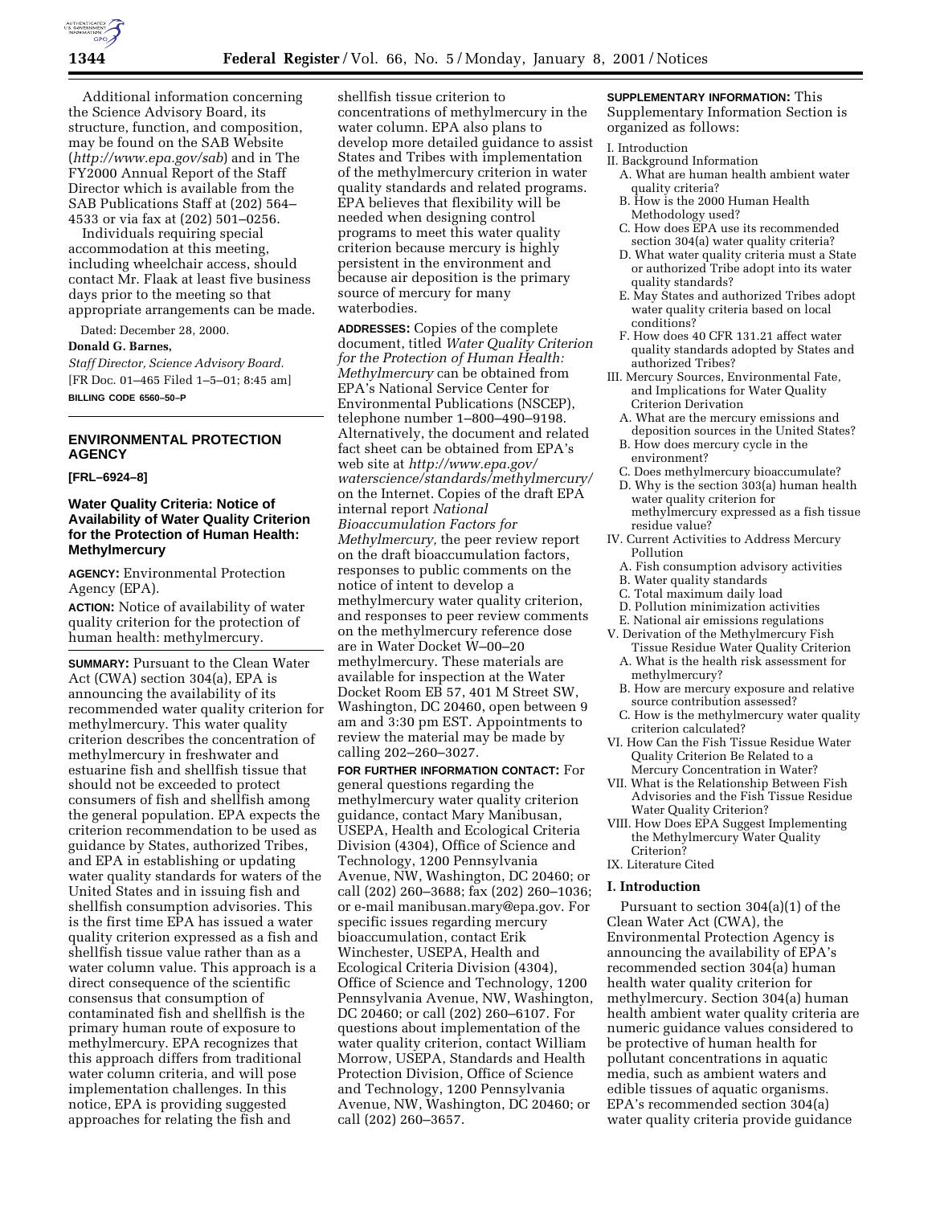Additional information concerning the Science Advisory Board, its structure, function, and composition, may be found on the SAB Website (*http://www.epa.gov/sab*) and in The FY2000 Annual Report of the Staff Director which is available from the SAB Publications Staff at (202) 564–4533 or via fax at (202) 501–0256.

Individuals requiring special accommodation at this meeting, including wheelchair access, should contact Mr. Flaak at least five business days prior to the meeting so that appropriate arrangements can be made.

Dated: December 28, 2000.

**Donald G. Barnes,**

*Staff Director, Science Advisory Board.*

[FR Doc. 01–465 Filed 1–5–01; 8:45 am]

**BILLING CODE 6560–50–P**

---

## ENVIRONMENTAL PROTECTION AGENCY

**[FRL–6924–8]**

### Water Quality Criteria: Notice of Availability of Water Quality Criterion for the Protection of Human Health: Methylmercury

**AGENCY:** Environmental Protection Agency (EPA).

**ACTION:** Notice of availability of water quality criterion for the protection of human health: methylmercury.

**SUMMARY:** Pursuant to the Clean Water Act (CWA) section 304(a), EPA is announcing the availability of its recommended water quality criterion for methylmercury. This water quality criterion describes the concentration of methylmercury in freshwater and estuarine fish and shellfish tissue that should not be exceeded to protect consumers of fish and shellfish among the general population. EPA expects the criterion recommendation to be used as guidance by States, authorized Tribes, and EPA in establishing or updating water quality standards for waters of the United States and in issuing fish and shellfish consumption advisories. This is the first time EPA has issued a water quality criterion expressed as a fish and shellfish tissue value rather than as a water column value. This approach is a direct consequence of the scientific consensus that consumption of contaminated fish and shellfish is the primary human route of exposure to methylmercury. EPA recognizes that this approach differs from traditional water column criteria, and will pose implementation challenges. In this notice, EPA is providing suggested approaches for relating the fish and shellfish tissue criterion to concentrations of methylmercury in the water column. EPA also plans to develop more detailed guidance to assist States and Tribes with implementation of the methylmercury criterion in water quality standards and related programs. EPA believes that flexibility will be needed when designing control programs to meet this water quality criterion because mercury is highly persistent in the environment and because air deposition is the primary source of mercury for many waterbodies.

**ADDRESSES:** Copies of the complete document, titled *Water Quality Criterion for the Protection of Human Health: Methylmercury* can be obtained from EPA's National Service Center for Environmental Publications (NSCEP), telephone number 1–800–490–9198. Alternatively, the document and related fact sheet can be obtained from EPA's web site at *http://www.epa.gov/waterscience/standards/methylmercury/* on the Internet. Copies of the draft EPA internal report *National Bioaccumulation Factors for Methylmercury,* the peer review report on the draft bioaccumulation factors, responses to public comments on the notice of intent to develop a methylmercury water quality criterion, and responses to peer review comments on the methylmercury reference dose are in Water Docket W–00–20 methylmercury. These materials are available for inspection at the Water Docket Room EB 57, 401 M Street SW, Washington, DC 20460, open between 9 am and 3:30 pm EST. Appointments to review the material may be made by calling 202–260–3027.

**FOR FURTHER INFORMATION CONTACT:** For general questions regarding the methylmercury water quality criterion guidance, contact Mary Manibusan, USEPA, Health and Ecological Criteria Division (4304), Office of Science and Technology, 1200 Pennsylvania Avenue, NW, Washington, DC 20460; or call (202) 260–3688; fax (202) 260–1036; or e-mail manibusan.mary@epa.gov. For specific issues regarding mercury bioaccumulation, contact Erik Winchester, USEPA, Health and Ecological Criteria Division (4304), Office of Science and Technology, 1200 Pennsylvania Avenue, NW, Washington, DC 20460; or call (202) 260–6107. For questions about implementation of the water quality criterion, contact William Morrow, USEPA, Standards and Health Protection Division, Office of Science and Technology, 1200 Pennsylvania Avenue, NW, Washington, DC 20460; or call (202) 260–3657.

**SUPPLEMENTARY INFORMATION:** This Supplementary Information Section is organized as follows:

I. Introduction
II. Background Information
  A. What are human health ambient water quality criteria?
  B. How is the 2000 Human Health Methodology used?
  C. How does EPA use its recommended section 304(a) water quality criteria?
  D. What water quality criteria must a State or authorized Tribe adopt into its water quality standards?
  E. May States and authorized Tribes adopt water quality criteria based on local conditions?
  F. How does 40 CFR 131.21 affect water quality standards adopted by States and authorized Tribes?
III. Mercury Sources, Environmental Fate, and Implications for Water Quality Criterion Derivation
  A. What are the mercury emissions and deposition sources in the United States?
  B. How does mercury cycle in the environment?
  C. Does methylmercury bioaccumulate?
  D. Why is the section 303(a) human health water quality criterion for methylmercury expressed as a fish tissue residue value?
IV. Current Activities to Address Mercury Pollution
  A. Fish consumption advisory activities
  B. Water quality standards
  C. Total maximum daily load
  D. Pollution minimization activities
  E. National air emissions regulations
V. Derivation of the Methylmercury Fish Tissue Residue Water Quality Criterion
  A. What is the health risk assessment for methylmercury?
  B. How are mercury exposure and relative source contribution assessed?
  C. How is the methylmercury water quality criterion calculated?
VI. How Can the Fish Tissue Residue Water Quality Criterion Be Related to a Mercury Concentration in Water?
VII. What is the Relationship Between Fish Advisories and the Fish Tissue Residue Water Quality Criterion?
VIII. How Does EPA Suggest Implementing the Methylmercury Water Quality Criterion?
IX. Literature Cited

### I. Introduction

Pursuant to section 304(a)(1) of the Clean Water Act (CWA), the Environmental Protection Agency is announcing the availability of EPA's recommended section 304(a) human health water quality criterion for methylmercury. Section 304(a) human health ambient water quality criteria are numeric guidance values considered to be protective of human health for pollutant concentrations in aquatic media, such as ambient waters and edible tissues of aquatic organisms. EPA's recommended section 304(a) water quality criteria provide guidance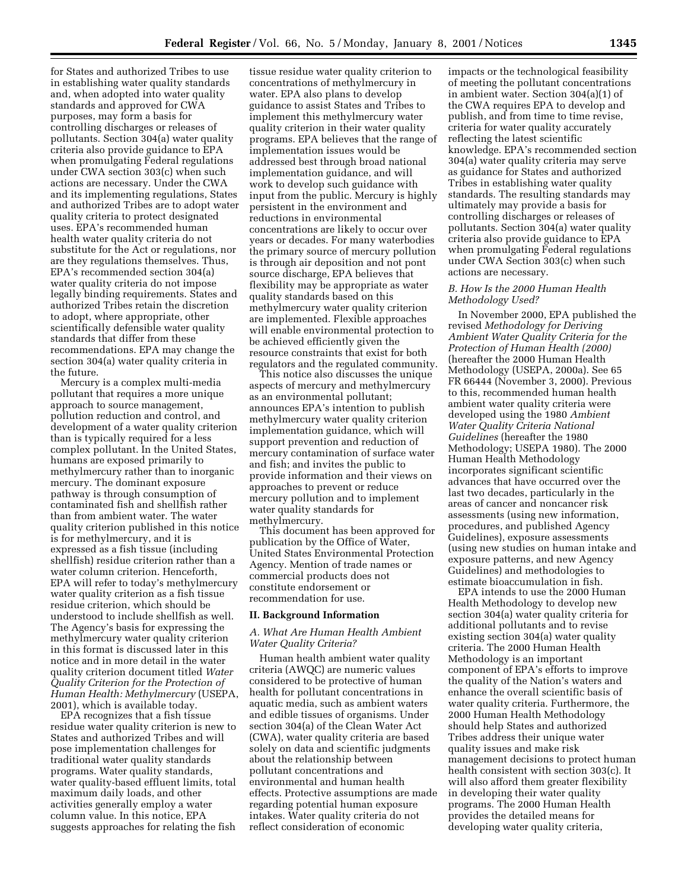for States and authorized Tribes to use in establishing water quality standards and, when adopted into water quality standards and approved for CWA purposes, may form a basis for controlling discharges or releases of pollutants. Section 304(a) water quality criteria also provide guidance to EPA when promulgating Federal regulations under CWA section 303(c) when such actions are necessary. Under the CWA and its implementing regulations, States and authorized Tribes are to adopt water quality criteria to protect designated uses. EPA's recommended human health water quality criteria do not substitute for the Act or regulations, nor are they regulations themselves. Thus, EPA's recommended section 304(a) water quality criteria do not impose legally binding requirements. States and authorized Tribes retain the discretion to adopt, where appropriate, other scientifically defensible water quality standards that differ from these recommendations. EPA may change the section 304(a) water quality criteria in the future.

Mercury is a complex multi-media pollutant that requires a more unique approach to source management, pollution reduction and control, and development of a water quality criterion than is typically required for a less complex pollutant. In the United States, humans are exposed primarily to methylmercury rather than to inorganic mercury. The dominant exposure pathway is through consumption of contaminated fish and shellfish rather than from ambient water. The water quality criterion published in this notice is for methylmercury, and it is expressed as a fish tissue (including shellfish) residue criterion rather than a water column criterion. Henceforth, EPA will refer to today's methylmercury water quality criterion as a fish tissue residue criterion, which should be understood to include shellfish as well. The Agency's basis for expressing the methylmercury water quality criterion in this format is discussed later in this notice and in more detail in the water quality criterion document titled *Water Quality Criterion for the Protection of Human Health: Methylmercury* (USEPA, 2001), which is available today.

EPA recognizes that a fish tissue residue water quality criterion is new to States and authorized Tribes and will pose implementation challenges for traditional water quality standards programs. Water quality standards, water quality-based effluent limits, total maximum daily loads, and other activities generally employ a water column value. In this notice, EPA suggests approaches for relating the fish tissue residue water quality criterion to concentrations of methylmercury in water. EPA also plans to develop guidance to assist States and Tribes to implement this methylmercury water quality criterion in their water quality programs. EPA believes that the range of implementation issues would be addressed best through broad national implementation guidance, and will work to develop such guidance with input from the public. Mercury is highly persistent in the environment and reductions in environmental concentrations are likely to occur over years or decades. For many waterbodies the primary source of mercury pollution is through air deposition and not pont source discharge, EPA believes that flexibility may be appropriate as water quality standards based on this methylmercury water quality criterion are implemented. Flexible approaches will enable environmental protection to be achieved efficiently given the resource constraints that exist for both regulators and the regulated community.

This notice also discusses the unique aspects of mercury and methylmercury as an environmental pollutant; announces EPA's intention to publish methylmercury water quality criterion implementation guidance, which will support prevention and reduction of mercury contamination of surface water and fish; and invites the public to provide information and their views on approaches to prevent or reduce mercury pollution and to implement water quality standards for methylmercury.

This document has been approved for publication by the Office of Water, United States Environmental Protection Agency. Mention of trade names or commercial products does not constitute endorsement or recommendation for use.

## II. Background Information

### *A. What Are Human Health Ambient Water Quality Criteria?*

Human health ambient water quality criteria (AWQC) are numeric values considered to be protective of human health for pollutant concentrations in aquatic media, such as ambient waters and edible tissues of organisms. Under section 304(a) of the Clean Water Act (CWA), water quality criteria are based solely on data and scientific judgments about the relationship between pollutant concentrations and environmental and human health effects. Protective assumptions are made regarding potential human exposure intakes. Water quality criteria do not reflect consideration of economic impacts or the technological feasibility of meeting the pollutant concentrations in ambient water. Section 304(a)(1) of the CWA requires EPA to develop and publish, and from time to time revise, criteria for water quality accurately reflecting the latest scientific knowledge. EPA's recommended section 304(a) water quality criteria may serve as guidance for States and authorized Tribes in establishing water quality standards. The resulting standards may ultimately may provide a basis for controlling discharges or releases of pollutants. Section 304(a) water quality criteria also provide guidance to EPA when promulgating Federal regulations under CWA Section 303(c) when such actions are necessary.

### *B. How Is the 2000 Human Health Methodology Used?*

In November 2000, EPA published the revised *Methodology for Deriving Ambient Water Quality Criteria for the Protection of Human Health (2000)* (hereafter the 2000 Human Health Methodology (USEPA, 2000a). See 65 FR 66444 (November 3, 2000). Previous to this, recommended human health ambient water quality criteria were developed using the 1980 *Ambient Water Quality Criteria National Guidelines* (hereafter the 1980 Methodology; USEPA 1980). The 2000 Human Health Methodology incorporates significant scientific advances that have occurred over the last two decades, particularly in the areas of cancer and noncancer risk assessments (using new information, procedures, and published Agency Guidelines), exposure assessments (using new studies on human intake and exposure patterns, and new Agency Guidelines) and methodologies to estimate bioaccumulation in fish.

EPA intends to use the 2000 Human Health Methodology to develop new section 304(a) water quality criteria for additional pollutants and to revise existing section 304(a) water quality criteria. The 2000 Human Health Methodology is an important component of EPA's efforts to improve the quality of the Nation's waters and enhance the overall scientific basis of water quality criteria. Furthermore, the 2000 Human Health Methodology should help States and authorized Tribes address their unique water quality issues and make risk management decisions to protect human health consistent with section 303(c). It will also afford them greater flexibility in developing their water quality programs. The 2000 Human Health provides the detailed means for developing water quality criteria,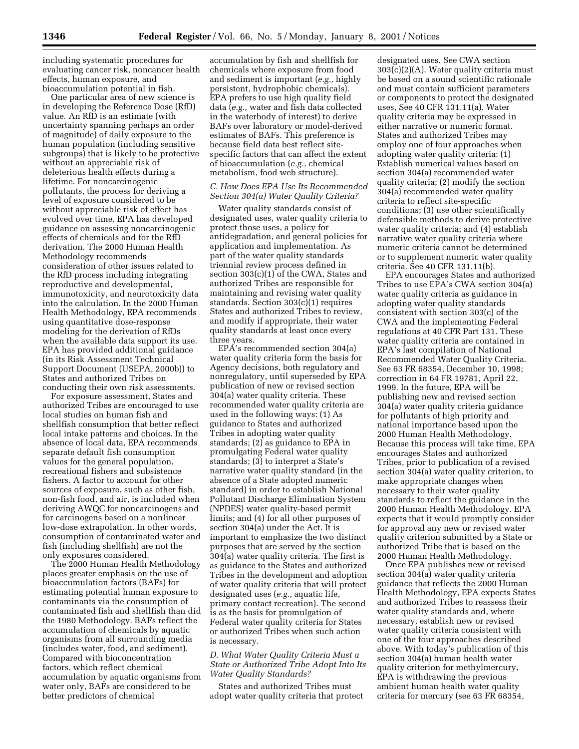including systematic procedures for evaluating cancer risk, noncancer health effects, human exposure, and bioaccumulation potential in fish.

One particular area of new science is in developing the Reference Dose (RfD) value. An RfD is an estimate (with uncertainty spanning perhaps an order of magnitude) of daily exposure to the human population (including sensitive subgroups) that is likely to be protective without an appreciable risk of deleterious health effects during a lifetime. For noncarcinogenic pollutants, the process for deriving a level of exposure considered to be without appreciable risk of effect has evolved over time. EPA has developed guidance on assessing noncarcinogenic effects of chemicals and for the RfD derivation. The 2000 Human Health Methodology recommends consideration of other issues related to the RfD process including integrating reproductive and developmental, immunotoxicity, and neurotoxicity data into the calculation. In the 2000 Human Health Methodology, EPA recommends using quantitative dose-response modeling for the derivation of RfDs when the available data support its use. EPA has provided additional guidance (in its Risk Assessment Technical Support Document (USEPA, 2000b)) to States and authorized Tribes on conducting their own risk assessments.

For exposure assessment, States and authorized Tribes are encouraged to use local studies on human fish and shellfish consumption that better reflect local intake patterns and choices. In the absence of local data, EPA recommends separate default fish consumption values for the general population, recreational fishers and subsistence fishers. A factor to account for other sources of exposure, such as other fish, non-fish food, and air, is included when deriving AWQC for noncarcinogens and for carcinogens based on a nonlinear low-dose extrapolation. In other words, consumption of contaminated water and fish (including shellfish) are not the only exposures considered.

The 2000 Human Health Methodology places greater emphasis on the use of bioaccumulation factors (BAFs) for estimating potential human exposure to contaminants via the consumption of contaminated fish and shellfish than did the 1980 Methodology. BAFs reflect the accumulation of chemicals by aquatic organisms from all surrounding media (includes water, food, and sediment). Compared with bioconcentration factors, which reflect chemical accumulation by aquatic organisms from water only, BAFs are considered to be better predictors of chemical accumulation by fish and shellfish for chemicals where exposure from food and sediment is important (*e.g.,* highly persistent, hydrophobic chemicals). EPA prefers to use high quality field data (*e.g.,* water and fish data collected in the waterbody of interest) to derive BAFs over laboratory or model-derived estimates of BAFs. This preference is because field data best reflect site-specific factors that can affect the extent of bioaccumulation (*e.g.,* chemical metabolism, food web structure).

### *C. How Does EPA Use Its Recommended Section 304(a) Water Quality Criteria?*

Water quality standards consist of designated uses, water quality criteria to protect those uses, a policy for antidegradation, and general policies for application and implementation. As part of the water quality standards triennial review process defined in section 303(c)(1) of the CWA, States and authorized Tribes are responsible for maintaining and revising water quality standards. Section 303(c)(1) requires States and authorized Tribes to review, and modify if appropriate, their water quality standards at least once every three years.

EPA's recommended section 304(a) water quality criteria form the basis for Agency decisions, both regulatory and nonregulatory, until superseded by EPA publication of new or revised section 304(a) water quality criteria. These recommended water quality criteria are used in the following ways: (1) As guidance to States and authorized Tribes in adopting water quality standards; (2) as guidance to EPA in promulgating Federal water quality standards; (3) to interpret a State's narrative water quality standard (in the absence of a State adopted numeric standard) in order to establish National Pollutant Discharge Elimination System (NPDES) water quality-based permit limits; and (4) for all other purposes of section 304(a) under the Act. It is important to emphasize the two distinct purposes that are served by the section 304(a) water quality criteria. The first is as guidance to the States and authorized Tribes in the development and adoption of water quality criteria that will protect designated uses (*e.g.,* aquatic life, primary contact recreation). The second is as the basis for promulgation of Federal water quality criteria for States or authorized Tribes when such action is necessary.

### *D. What Water Quality Criteria Must a State or Authorized Tribe Adopt Into Its Water Quality Standards?*

States and authorized Tribes must adopt water quality criteria that protect designated uses. See CWA section 303(c)(2)(A). Water quality criteria must be based on a sound scientific rationale and must contain sufficient parameters or components to protect the designated uses, See 40 CFR 131.11(a). Water quality criteria may be expressed in either narrative or numeric format. States and authorized Tribes may employ one of four approaches when adopting water quality criteria: (1) Establish numerical values based on section 304(a) recommended water quality criteria; (2) modify the section 304(a) recommended water quality criteria to reflect site-specific conditions; (3) use other scientifically defensible methods to derive protective water quality criteria; and (4) establish narrative water quality criteria where numeric criteria cannot be determined or to supplement numeric water quality criteria. See 40 CFR 131.11(b).

EPA encourages States and authorized Tribes to use EPA's CWA section 304(a) water quality criteria as guidance in adopting water quality standards consistent with section 303(c) of the CWA and the implementing Federal regulations at 40 CFR Part 131. These water quality criteria are contained in EPA's last compilation of National Recommended Water Quality Criteria. See 63 FR 68354, December 10, 1998; correction in 64 FR 19781, April 22, 1999. In the future, EPA will be publishing new and revised section 304(a) water quality criteria guidance for pollutants of high priority and national importance based upon the 2000 Human Health Methodology. Because this process will take time, EPA encourages States and authorized Tribes, prior to publication of a revised section 304(a) water quality criterion, to make appropriate changes when necessary to their water quality standards to reflect the guidance in the 2000 Human Health Methodology. EPA expects that it would promptly consider for approval any new or revised water quality criterion submitted by a State or authorized Tribe that is based on the 2000 Human Health Methodology.

Once EPA publishes new or revised section 304(a) water quality criteria guidance that reflects the 2000 Human Health Methodology, EPA expects States and authorized Tribes to reassess their water quality standards and, where necessary, establish new or revised water quality criteria consistent with one of the four approaches described above. With today's publication of this section 304(a) human health water quality criterion for methylmercury, EPA is withdrawing the previous ambient human health water quality criteria for mercury (see 63 FR 68354,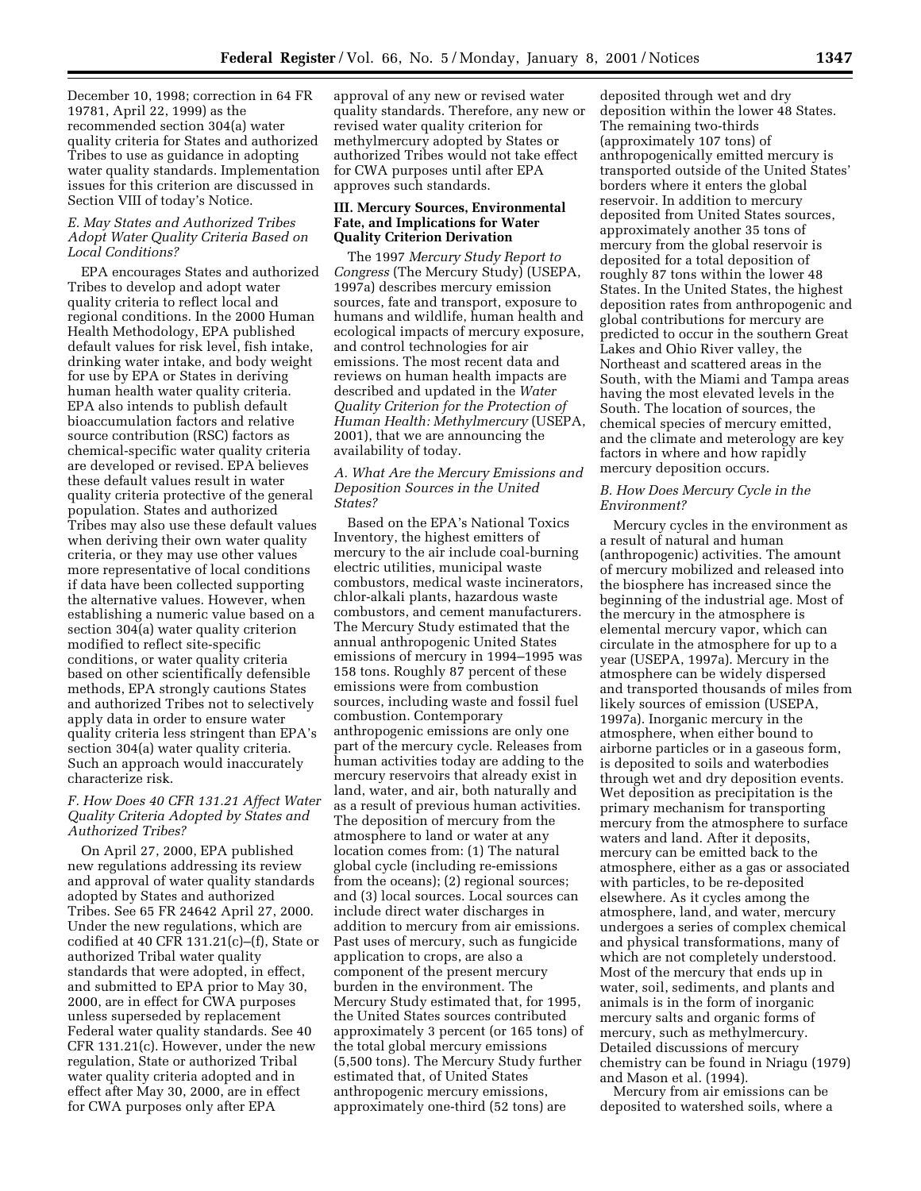December 10, 1998; correction in 64 FR 19781, April 22, 1999) as the recommended section 304(a) water quality criteria for States and authorized Tribes to use as guidance in adopting water quality standards. Implementation issues for this criterion are discussed in Section VIII of today's Notice.

### *E. May States and Authorized Tribes Adopt Water Quality Criteria Based on Local Conditions?*

EPA encourages States and authorized Tribes to develop and adopt water quality criteria to reflect local and regional conditions. In the 2000 Human Health Methodology, EPA published default values for risk level, fish intake, drinking water intake, and body weight for use by EPA or States in deriving human health water quality criteria. EPA also intends to publish default bioaccumulation factors and relative source contribution (RSC) factors as chemical-specific water quality criteria are developed or revised. EPA believes these default values result in water quality criteria protective of the general population. States and authorized Tribes may also use these default values when deriving their own water quality criteria, or they may use other values more representative of local conditions if data have been collected supporting the alternative values. However, when establishing a numeric value based on a section 304(a) water quality criterion modified to reflect site-specific conditions, or water quality criteria based on other scientifically defensible methods, EPA strongly cautions States and authorized Tribes not to selectively apply data in order to ensure water quality criteria less stringent than EPA's section 304(a) water quality criteria. Such an approach would inaccurately characterize risk.

### *F. How Does 40 CFR 131.21 Affect Water Quality Criteria Adopted by States and Authorized Tribes?*

On April 27, 2000, EPA published new regulations addressing its review and approval of water quality standards adopted by States and authorized Tribes. See 65 FR 24642 April 27, 2000. Under the new regulations, which are codified at 40 CFR 131.21(c)–(f), State or authorized Tribal water quality standards that were adopted, in effect, and submitted to EPA prior to May 30, 2000, are in effect for CWA purposes unless superseded by replacement Federal water quality standards. See 40 CFR 131.21(c). However, under the new regulation, State or authorized Tribal water quality criteria adopted and in effect after May 30, 2000, are in effect for CWA purposes only after EPA approval of any new or revised water quality standards. Therefore, any new or revised water quality criterion for methylmercury adopted by States or authorized Tribes would not take effect for CWA purposes until after EPA approves such standards.

## III. Mercury Sources, Environmental Fate, and Implications for Water Quality Criterion Derivation

The 1997 *Mercury Study Report to Congress* (The Mercury Study) (USEPA, 1997a) describes mercury emission sources, fate and transport, exposure to humans and wildlife, human health and ecological impacts of mercury exposure, and control technologies for air emissions. The most recent data and reviews on human health impacts are described and updated in the *Water Quality Criterion for the Protection of Human Health: Methylmercury* (USEPA, 2001), that we are announcing the availability of today.

### *A. What Are the Mercury Emissions and Deposition Sources in the United States?*

Based on the EPA's National Toxics Inventory, the highest emitters of mercury to the air include coal-burning electric utilities, municipal waste combustors, medical waste incinerators, chlor-alkali plants, hazardous waste combustors, and cement manufacturers. The Mercury Study estimated that the annual anthropogenic United States emissions of mercury in 1994–1995 was 158 tons. Roughly 87 percent of these emissions were from combustion sources, including waste and fossil fuel combustion. Contemporary anthropogenic emissions are only one part of the mercury cycle. Releases from human activities today are adding to the mercury reservoirs that already exist in land, water, and air, both naturally and as a result of previous human activities. The deposition of mercury from the atmosphere to land or water at any location comes from: (1) The natural global cycle (including re-emissions from the oceans); (2) regional sources; and (3) local sources. Local sources can include direct water discharges in addition to mercury from air emissions. Past uses of mercury, such as fungicide application to crops, are also a component of the present mercury burden in the environment. The Mercury Study estimated that, for 1995, the United States sources contributed approximately 3 percent (or 165 tons) of the total global mercury emissions (5,500 tons). The Mercury Study further estimated that, of United States anthropogenic mercury emissions, approximately one-third (52 tons) are deposited through wet and dry deposition within the lower 48 States. The remaining two-thirds (approximately 107 tons) of anthropogenically emitted mercury is transported outside of the United States' borders where it enters the global reservoir. In addition to mercury deposited from United States sources, approximately another 35 tons of mercury from the global reservoir is deposited for a total deposition of roughly 87 tons within the lower 48 States. In the United States, the highest deposition rates from anthropogenic and global contributions for mercury are predicted to occur in the southern Great Lakes and Ohio River valley, the Northeast and scattered areas in the South, with the Miami and Tampa areas having the most elevated levels in the South. The location of sources, the chemical species of mercury emitted, and the climate and meterology are key factors in where and how rapidly mercury deposition occurs.

### *B. How Does Mercury Cycle in the Environment?*

Mercury cycles in the environment as a result of natural and human (anthropogenic) activities. The amount of mercury mobilized and released into the biosphere has increased since the beginning of the industrial age. Most of the mercury in the atmosphere is elemental mercury vapor, which can circulate in the atmosphere for up to a year (USEPA, 1997a). Mercury in the atmosphere can be widely dispersed and transported thousands of miles from likely sources of emission (USEPA, 1997a). Inorganic mercury in the atmosphere, when either bound to airborne particles or in a gaseous form, is deposited to soils and waterbodies through wet and dry deposition events. Wet deposition as precipitation is the primary mechanism for transporting mercury from the atmosphere to surface waters and land. After it deposits, mercury can be emitted back to the atmosphere, either as a gas or associated with particles, to be re-deposited elsewhere. As it cycles among the atmosphere, land, and water, mercury undergoes a series of complex chemical and physical transformations, many of which are not completely understood. Most of the mercury that ends up in water, soil, sediments, and plants and animals is in the form of inorganic mercury salts and organic forms of mercury, such as methylmercury. Detailed discussions of mercury chemistry can be found in Nriagu (1979) and Mason et al. (1994).

Mercury from air emissions can be deposited to watershed soils, where a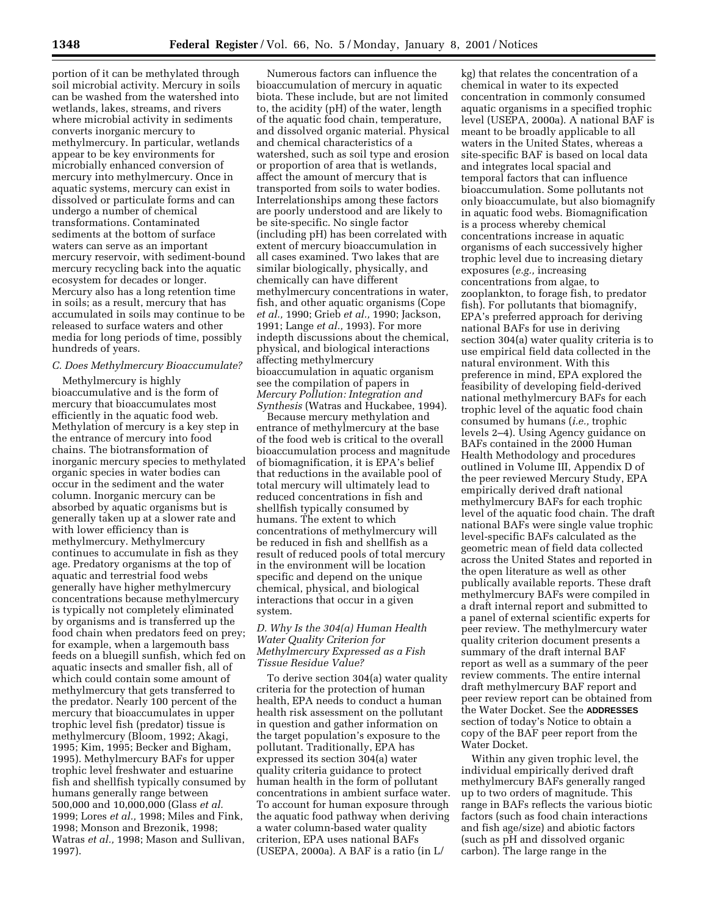portion of it can be methylated through soil microbial activity. Mercury in soils can be washed from the watershed into wetlands, lakes, streams, and rivers where microbial activity in sediments converts inorganic mercury to methylmercury. In particular, wetlands appear to be key environments for microbially enhanced conversion of mercury into methylmercury. Once in aquatic systems, mercury can exist in dissolved or particulate forms and can undergo a number of chemical transformations. Contaminated sediments at the bottom of surface waters can serve as an important mercury reservoir, with sediment-bound mercury recycling back into the aquatic ecosystem for decades or longer. Mercury also has a long retention time in soils; as a result, mercury that has accumulated in soils may continue to be released to surface waters and other media for long periods of time, possibly hundreds of years.

### *C. Does Methylmercury Bioaccumulate?*

Methylmercury is highly bioaccumulative and is the form of mercury that bioaccumulates most efficiently in the aquatic food web. Methylation of mercury is a key step in the entrance of mercury into food chains. The biotransformation of inorganic mercury species to methylated organic species in water bodies can occur in the sediment and the water column. Inorganic mercury can be absorbed by aquatic organisms but is generally taken up at a slower rate and with lower efficiency than is methylmercury. Methylmercury continues to accumulate in fish as they age. Predatory organisms at the top of aquatic and terrestrial food webs generally have higher methylmercury concentrations because methylmercury is typically not completely eliminated by organisms and is transferred up the food chain when predators feed on prey; for example, when a largemouth bass feeds on a bluegill sunfish, which fed on aquatic insects and smaller fish, all of which could contain some amount of methylmercury that gets transferred to the predator. Nearly 100 percent of the mercury that bioaccumulates in upper trophic level fish (predator) tissue is methylmercury (Bloom, 1992; Akagi, 1995; Kim, 1995; Becker and Bigham, 1995). Methylmercury BAFs for upper trophic level freshwater and estuarine fish and shellfish typically consumed by humans generally range between 500,000 and 10,000,000 (Glass *et al.* 1999; Lores *et al.,* 1998; Miles and Fink, 1998; Monson and Brezonik, 1998; Watras *et al.,* 1998; Mason and Sullivan, 1997).

Numerous factors can influence the bioaccumulation of mercury in aquatic biota. These include, but are not limited to, the acidity (pH) of the water, length of the aquatic food chain, temperature, and dissolved organic material. Physical and chemical characteristics of a watershed, such as soil type and erosion or proportion of area that is wetlands, affect the amount of mercury that is transported from soils to water bodies. Interrelationships among these factors are poorly understood and are likely to be site-specific. No single factor (including pH) has been correlated with extent of mercury bioaccumulation in all cases examined. Two lakes that are similar biologically, physically, and chemically can have different methylmercury concentrations in water, fish, and other aquatic organisms (Cope *et al.,* 1990; Grieb *et al.,* 1990; Jackson, 1991; Lange *et al.,* 1993). For more indepth discussions about the chemical, physical, and biological interactions affecting methylmercury bioaccumulation in aquatic organism see the compilation of papers in *Mercury Pollution: Integration and Synthesis* (Watras and Huckabee, 1994).

Because mercury methylation and entrance of methylmercury at the base of the food web is critical to the overall bioaccumulation process and magnitude of biomagnification, it is EPA's belief that reductions in the available pool of total mercury will ultimately lead to reduced concentrations in fish and shellfish typically consumed by humans. The extent to which concentrations of methylmercury will be reduced in fish and shellfish as a result of reduced pools of total mercury in the environment will be location specific and depend on the unique chemical, physical, and biological interactions that occur in a given system.

### *D. Why Is the 304(a) Human Health Water Quality Criterion for Methylmercury Expressed as a Fish Tissue Residue Value?*

To derive section 304(a) water quality criteria for the protection of human health, EPA needs to conduct a human health risk assessment on the pollutant in question and gather information on the target population's exposure to the pollutant. Traditionally, EPA has expressed its section 304(a) water quality criteria guidance to protect human health in the form of pollutant concentrations in ambient surface water. To account for human exposure through the aquatic food pathway when deriving a water column-based water quality criterion, EPA uses national BAFs (USEPA, 2000a). A BAF is a ratio (in L/kg) that relates the concentration of a chemical in water to its expected concentration in commonly consumed aquatic organisms in a specified trophic level (USEPA, 2000a). A national BAF is meant to be broadly applicable to all waters in the United States, whereas a site-specific BAF is based on local data and integrates local spacial and temporal factors that can influence bioaccumulation. Some pollutants not only bioaccumulate, but also biomagnify in aquatic food webs. Biomagnification is a process whereby chemical concentrations increase in aquatic organisms of each successively higher trophic level due to increasing dietary exposures (*e.g.,* increasing concentrations from algae, to zooplankton, to forage fish, to predator fish). For pollutants that biomagnify, EPA's preferred approach for deriving national BAFs for use in deriving section 304(a) water quality criteria is to use empirical field data collected in the natural environment. With this preference in mind, EPA explored the feasibility of developing field-derived national methylmercury BAFs for each trophic level of the aquatic food chain consumed by humans (*i.e.,* trophic levels 2–4). Using Agency guidance on BAFs contained in the 2000 Human Health Methodology and procedures outlined in Volume III, Appendix D of the peer reviewed Mercury Study, EPA empirically derived draft national methylmercury BAFs for each trophic level of the aquatic food chain. The draft national BAFs were single value trophic level-specific BAFs calculated as the geometric mean of field data collected across the United States and reported in the open literature as well as other publically available reports. These draft methylmercury BAFs were compiled in a draft internal report and submitted to a panel of external scientific experts for peer review. The methylmercury water quality criterion document presents a summary of the draft internal BAF report as well as a summary of the peer review comments. The entire internal draft methylmercury BAF report and peer review report can be obtained from the Water Docket. See the **ADDRESSES** section of today's Notice to obtain a copy of the BAF peer report from the Water Docket.

Within any given trophic level, the individual empirically derived draft methylmercury BAFs generally ranged up to two orders of magnitude. This range in BAFs reflects the various biotic factors (such as food chain interactions and fish age/size) and abiotic factors (such as pH and dissolved organic carbon). The large range in the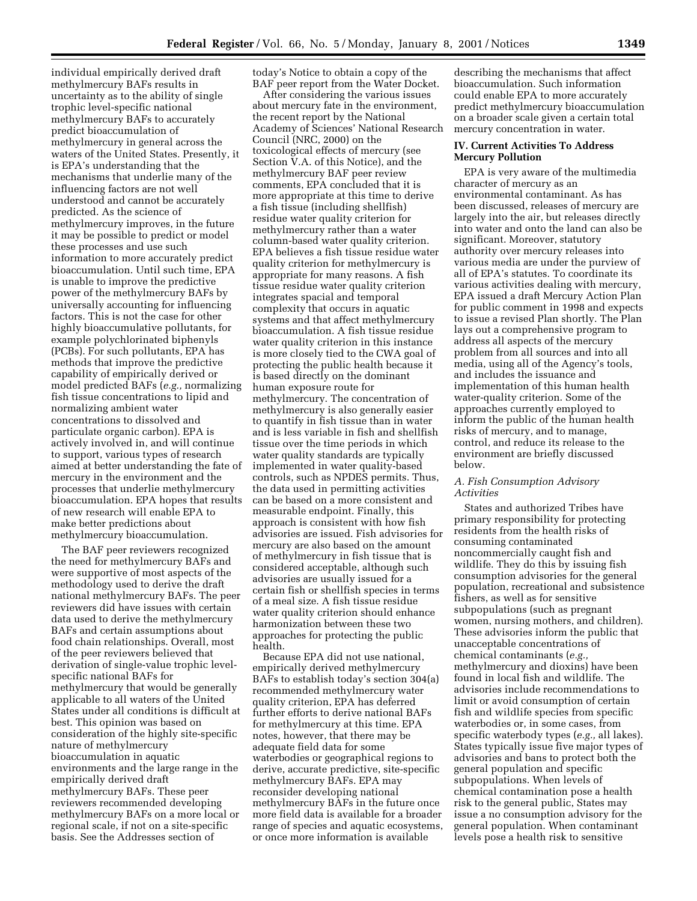individual empirically derived draft methylmercury BAFs results in uncertainty as to the ability of single trophic level-specific national methylmercury BAFs to accurately predict bioaccumulation of methylmercury in general across the waters of the United States. Presently, it is EPA's understanding that the mechanisms that underlie many of the influencing factors are not well understood and cannot be accurately predicted. As the science of methylmercury improves, in the future it may be possible to predict or model these processes and use such information to more accurately predict bioaccumulation. Until such time, EPA is unable to improve the predictive power of the methylmercury BAFs by universally accounting for influencing factors. This is not the case for other highly bioaccumulative pollutants, for example polychlorinated biphenyls (PCBs). For such pollutants, EPA has methods that improve the predictive capability of empirically derived or model predicted BAFs (*e.g.,* normalizing fish tissue concentrations to lipid and normalizing ambient water concentrations to dissolved and particulate organic carbon). EPA is actively involved in, and will continue to support, various types of research aimed at better understanding the fate of mercury in the environment and the processes that underlie methylmercury bioaccumulation. EPA hopes that results of new research will enable EPA to make better predictions about methylmercury bioaccumulation.

The BAF peer reviewers recognized the need for methylmercury BAFs and were supportive of most aspects of the methodology used to derive the draft national methylmercury BAFs. The peer reviewers did have issues with certain data used to derive the methylmercury BAFs and certain assumptions about food chain relationships. Overall, most of the peer reviewers believed that derivation of single-value trophic level-specific national BAFs for methylmercury that would be generally applicable to all waters of the United States under all conditions is difficult at best. This opinion was based on consideration of the highly site-specific nature of methylmercury bioaccumulation in aquatic environments and the large range in the empirically derived draft methylmercury BAFs. These peer reviewers recommended developing methylmercury BAFs on a more local or regional scale, if not on a site-specific basis. See the Addresses section of today's Notice to obtain a copy of the BAF peer report from the Water Docket.

After considering the various issues about mercury fate in the environment, the recent report by the National Academy of Sciences' National Research Council (NRC, 2000) on the toxicological effects of mercury (see Section V.A. of this Notice), and the methylmercury BAF peer review comments, EPA concluded that it is more appropriate at this time to derive a fish tissue (including shellfish) residue water quality criterion for methylmercury rather than a water column-based water quality criterion. EPA believes a fish tissue residue water quality criterion for methylmercury is appropriate for many reasons. A fish tissue residue water quality criterion integrates spacial and temporal complexity that occurs in aquatic systems and that affect methylmercury bioaccumulation. A fish tissue residue water quality criterion in this instance is more closely tied to the CWA goal of protecting the public health because it is based directly on the dominant human exposure route for methylmercury. The concentration of methylmercury is also generally easier to quantify in fish tissue than in water and is less variable in fish and shellfish tissue over the time periods in which water quality standards are typically implemented in water quality-based controls, such as NPDES permits. Thus, the data used in permitting activities can be based on a more consistent and measurable endpoint. Finally, this approach is consistent with how fish advisories are issued. Fish advisories for mercury are also based on the amount of methylmercury in fish tissue that is considered acceptable, although such advisories are usually issued for a certain fish or shellfish species in terms of a meal size. A fish tissue residue water quality criterion should enhance harmonization between these two approaches for protecting the public health.

Because EPA did not use national, empirically derived methylmercury BAFs to establish today's section 304(a) recommended methylmercury water quality criterion, EPA has deferred further efforts to derive national BAFs for methylmercury at this time. EPA notes, however, that there may be adequate field data for some waterbodies or geographical regions to derive, accurate predictive, site-specific methylmercury BAFs. EPA may reconsider developing national methylmercury BAFs in the future once more field data is available for a broader range of species and aquatic ecosystems, or once more information is available describing the mechanisms that affect bioaccumulation. Such information could enable EPA to more accurately predict methylmercury bioaccumulation on a broader scale given a certain total mercury concentration in water.

## IV. Current Activities To Address Mercury Pollution

EPA is very aware of the multimedia character of mercury as an environmental contaminant. As has been discussed, releases of mercury are largely into the air, but releases directly into water and onto the land can also be significant. Moreover, statutory authority over mercury releases into various media are under the purview of all of EPA's statutes. To coordinate its various activities dealing with mercury, EPA issued a draft Mercury Action Plan for public comment in 1998 and expects to issue a revised Plan shortly. The Plan lays out a comprehensive program to address all aspects of the mercury problem from all sources and into all media, using all of the Agency's tools, and includes the issuance and implementation of this human health water-quality criterion. Some of the approaches currently employed to inform the public of the human health risks of mercury, and to manage, control, and reduce its release to the environment are briefly discussed below.

### *A. Fish Consumption Advisory Activities*

States and authorized Tribes have primary responsibility for protecting residents from the health risks of consuming contaminated noncommercially caught fish and wildlife. They do this by issuing fish consumption advisories for the general population, recreational and subsistence fishers, as well as for sensitive subpopulations (such as pregnant women, nursing mothers, and children). These advisories inform the public that unacceptable concentrations of chemical contaminants (*e.g.,* methylmercury and dioxins) have been found in local fish and wildlife. The advisories include recommendations to limit or avoid consumption of certain fish and wildlife species from specific waterbodies or, in some cases, from specific waterbody types (*e.g.,* all lakes). States typically issue five major types of advisories and bans to protect both the general population and specific subpopulations. When levels of chemical contamination pose a health risk to the general public, States may issue a no consumption advisory for the general population. When contaminant levels pose a health risk to sensitive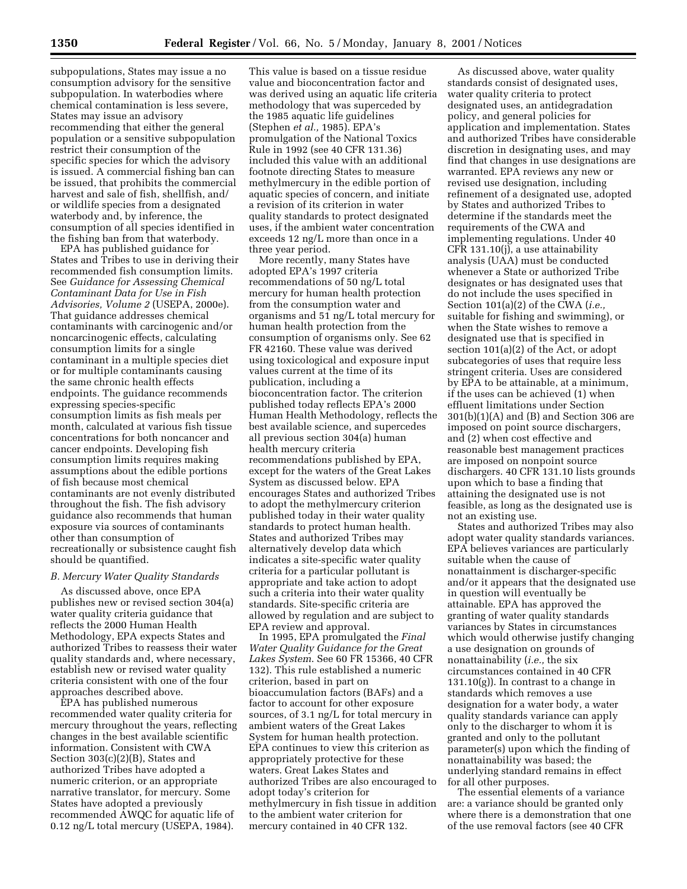subpopulations, States may issue a no consumption advisory for the sensitive subpopulation. In waterbodies where chemical contamination is less severe, States may issue an advisory recommending that either the general population or a sensitive subpopulation restrict their consumption of the specific species for which the advisory is issued. A commercial fishing ban can be issued, that prohibits the commercial harvest and sale of fish, shellfish, and/or wildlife species from a designated waterbody and, by inference, the consumption of all species identified in the fishing ban from that waterbody.

EPA has published guidance for States and Tribes to use in deriving their recommended fish consumption limits. See *Guidance for Assessing Chemical Contaminant Data for Use in Fish Advisories, Volume 2* (USEPA, 2000e). That guidance addresses chemical contaminants with carcinogenic and/or noncarcinogenic effects, calculating consumption limits for a single contaminant in a multiple species diet or for multiple contaminants causing the same chronic health effects endpoints. The guidance recommends expressing species-specific consumption limits as fish meals per month, calculated at various fish tissue concentrations for both noncancer and cancer endpoints. Developing fish consumption limits requires making assumptions about the edible portions of fish because most chemical contaminants are not evenly distributed throughout the fish. The fish advisory guidance also recommends that human exposure via sources of contaminants other than consumption of recreationally or subsistence caught fish should be quantified.

### *B. Mercury Water Quality Standards*

As discussed above, once EPA publishes new or revised section 304(a) water quality criteria guidance that reflects the 2000 Human Health Methodology, EPA expects States and authorized Tribes to reassess their water quality standards and, where necessary, establish new or revised water quality criteria consistent with one of the four approaches described above.

EPA has published numerous recommended water quality criteria for mercury throughout the years, reflecting changes in the best available scientific information. Consistent with CWA Section 303(c)(2)(B), States and authorized Tribes have adopted a numeric criterion, or an appropriate narrative translator, for mercury. Some States have adopted a previously recommended AWQC for aquatic life of 0.12 ng/L total mercury (USEPA, 1984). This value is based on a tissue residue value and bioconcentration factor and was derived using an aquatic life criteria methodology that was superceded by the 1985 aquatic life guidelines (Stephen *et al.,* 1985). EPA's promulgation of the National Toxics Rule in 1992 (see 40 CFR 131.36) included this value with an additional footnote directing States to measure methylmercury in the edible portion of aquatic species of concern, and initiate a revision of its criterion in water quality standards to protect designated uses, if the ambient water concentration exceeds 12 ng/L more than once in a three year period.

More recently, many States have adopted EPA's 1997 criteria recommendations of 50 ng/L total mercury for human health protection from the consumption water and organisms and 51 ng/L total mercury for human health protection from the consumption of organisms only. See 62 FR 42160. These value was derived using toxicological and exposure input values current at the time of its publication, including a bioconcentration factor. The criterion published today reflects EPA's 2000 Human Health Methodology, reflects the best available science, and supercedes all previous section 304(a) human health mercury criteria recommendations published by EPA, except for the waters of the Great Lakes System as discussed below. EPA encourages States and authorized Tribes to adopt the methylmercury criterion published today in their water quality standards to protect human health. States and authorized Tribes may alternatively develop data which indicates a site-specific water quality criteria for a particular pollutant is appropriate and take action to adopt such a criteria into their water quality standards. Site-specific criteria are allowed by regulation and are subject to EPA review and approval.

In 1995, EPA promulgated the *Final Water Quality Guidance for the Great Lakes System.* See 60 FR 15366, 40 CFR 132). This rule established a numeric criterion, based in part on bioaccumulation factors (BAFs) and a factor to account for other exposure sources, of 3.1 ng/L for total mercury in ambient waters of the Great Lakes System for human health protection. EPA continues to view this criterion as appropriately protective for these waters. Great Lakes States and authorized Tribes are also encouraged to adopt today's criterion for methylmercury in fish tissue in addition to the ambient water criterion for mercury contained in 40 CFR 132.

As discussed above, water quality standards consist of designated uses, water quality criteria to protect designated uses, an antidegradation policy, and general policies for application and implementation. States and authorized Tribes have considerable discretion in designating uses, and may find that changes in use designations are warranted. EPA reviews any new or revised use designation, including refinement of a designated use, adopted by States and authorized Tribes to determine if the standards meet the requirements of the CWA and implementing regulations. Under 40 CFR 131.10(j), a use attainability analysis (UAA) must be conducted whenever a State or authorized Tribe designates or has designated uses that do not include the uses specified in Section 101(a)(2) of the CWA (*i.e.,* suitable for fishing and swimming), or when the State wishes to remove a designated use that is specified in section 101(a)(2) of the Act, or adopt subcategories of uses that require less stringent criteria. Uses are considered by EPA to be attainable, at a minimum, if the uses can be achieved (1) when effluent limitations under Section 301(b)(1)(A) and (B) and Section 306 are imposed on point source dischargers, and (2) when cost effective and reasonable best management practices are imposed on nonpoint source dischargers. 40 CFR 131.10 lists grounds upon which to base a finding that attaining the designated use is not feasible, as long as the designated use is not an existing use.

States and authorized Tribes may also adopt water quality standards variances. EPA believes variances are particularly suitable when the cause of nonattainment is discharger-specific and/or it appears that the designated use in question will eventually be attainable. EPA has approved the granting of water quality standards variances by States in circumstances which would otherwise justify changing a use designation on grounds of nonattainability (*i.e.,* the six circumstances contained in 40 CFR 131.10(g)). In contrast to a change in standards which removes a use designation for a water body, a water quality standards variance can apply only to the discharger to whom it is granted and only to the pollutant parameter(s) upon which the finding of nonattainability was based; the underlying standard remains in effect for all other purposes.

The essential elements of a variance are: a variance should be granted only where there is a demonstration that one of the use removal factors (see 40 CFR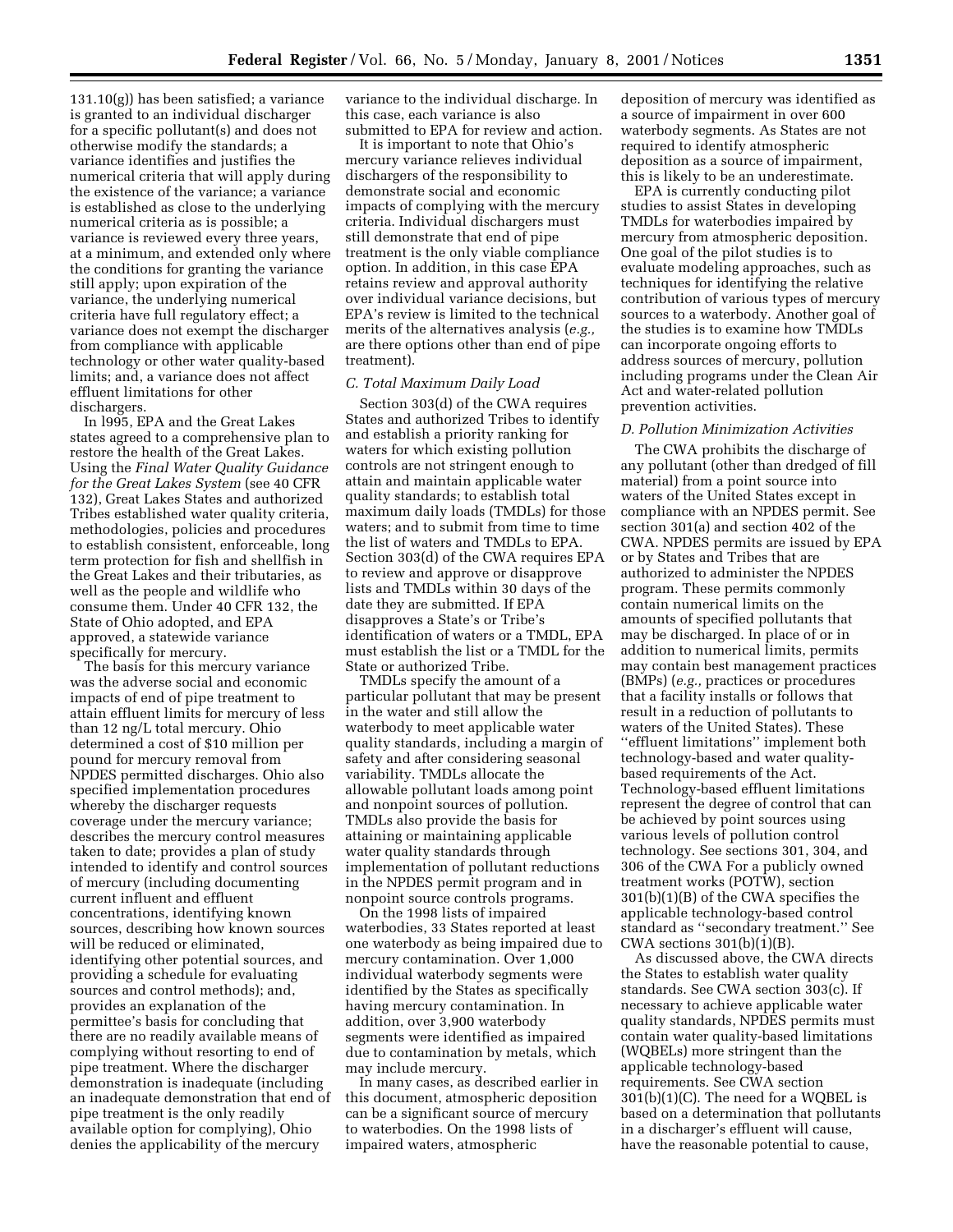131.10(g)) has been satisfied; a variance is granted to an individual discharger for a specific pollutant(s) and does not otherwise modify the standards; a variance identifies and justifies the numerical criteria that will apply during the existence of the variance; a variance is established as close to the underlying numerical criteria as is possible; a variance is reviewed every three years, at a minimum, and extended only where the conditions for granting the variance still apply; upon expiration of the variance, the underlying numerical criteria have full regulatory effect; a variance does not exempt the discharger from compliance with applicable technology or other water quality-based limits; and, a variance does not affect effluent limitations for other dischargers.

In l995, EPA and the Great Lakes states agreed to a comprehensive plan to restore the health of the Great Lakes. Using the *Final Water Quality Guidance for the Great Lakes System* (see 40 CFR 132), Great Lakes States and authorized Tribes established water quality criteria, methodologies, policies and procedures to establish consistent, enforceable, long term protection for fish and shellfish in the Great Lakes and their tributaries, as well as the people and wildlife who consume them. Under 40 CFR 132, the State of Ohio adopted, and EPA approved, a statewide variance specifically for mercury.

The basis for this mercury variance was the adverse social and economic impacts of end of pipe treatment to attain effluent limits for mercury of less than 12 ng/L total mercury. Ohio determined a cost of $10 million per pound for mercury removal from NPDES permitted discharges. Ohio also specified implementation procedures whereby the discharger requests coverage under the mercury variance; describes the mercury control measures taken to date; provides a plan of study intended to identify and control sources of mercury (including documenting current influent and effluent concentrations, identifying known sources, describing how known sources will be reduced or eliminated, identifying other potential sources, and providing a schedule for evaluating sources and control methods); and, provides an explanation of the permittee's basis for concluding that there are no readily available means of complying without resorting to end of pipe treatment. Where the discharger demonstration is inadequate (including an inadequate demonstration that end of pipe treatment is the only readily available option for complying), Ohio denies the applicability of the mercury variance to the individual discharge. In this case, each variance is also submitted to EPA for review and action.

It is important to note that Ohio's mercury variance relieves individual dischargers of the responsibility to demonstrate social and economic impacts of complying with the mercury criteria. Individual dischargers must still demonstrate that end of pipe treatment is the only viable compliance option. In addition, in this case EPA retains review and approval authority over individual variance decisions, but EPA's review is limited to the technical merits of the alternatives analysis (*e.g.,* are there options other than end of pipe treatment).

### *C. Total Maximum Daily Load*

Section 303(d) of the CWA requires States and authorized Tribes to identify and establish a priority ranking for waters for which existing pollution controls are not stringent enough to attain and maintain applicable water quality standards; to establish total maximum daily loads (TMDLs) for those waters; and to submit from time to time the list of waters and TMDLs to EPA. Section 303(d) of the CWA requires EPA to review and approve or disapprove lists and TMDLs within 30 days of the date they are submitted. If EPA disapproves a State's or Tribe's identification of waters or a TMDL, EPA must establish the list or a TMDL for the State or authorized Tribe.

TMDLs specify the amount of a particular pollutant that may be present in the water and still allow the waterbody to meet applicable water quality standards, including a margin of safety and after considering seasonal variability. TMDLs allocate the allowable pollutant loads among point and nonpoint sources of pollution. TMDLs also provide the basis for attaining or maintaining applicable water quality standards through implementation of pollutant reductions in the NPDES permit program and in nonpoint source controls programs.

On the 1998 lists of impaired waterbodies, 33 States reported at least one waterbody as being impaired due to mercury contamination. Over 1,000 individual waterbody segments were identified by the States as specifically having mercury contamination. In addition, over 3,900 waterbody segments were identified as impaired due to contamination by metals, which may include mercury.

In many cases, as described earlier in this document, atmospheric deposition can be a significant source of mercury to waterbodies. On the 1998 lists of impaired waters, atmospheric deposition of mercury was identified as a source of impairment in over 600 waterbody segments. As States are not required to identify atmospheric deposition as a source of impairment, this is likely to be an underestimate.

EPA is currently conducting pilot studies to assist States in developing TMDLs for waterbodies impaired by mercury from atmospheric deposition. One goal of the pilot studies is to evaluate modeling approaches, such as techniques for identifying the relative contribution of various types of mercury sources to a waterbody. Another goal of the studies is to examine how TMDLs can incorporate ongoing efforts to address sources of mercury, pollution including programs under the Clean Air Act and water-related pollution prevention activities.

### *D. Pollution Minimization Activities*

The CWA prohibits the discharge of any pollutant (other than dredged of fill material) from a point source into waters of the United States except in compliance with an NPDES permit. See section 301(a) and section 402 of the CWA. NPDES permits are issued by EPA or by States and Tribes that are authorized to administer the NPDES program. These permits commonly contain numerical limits on the amounts of specified pollutants that may be discharged. In place of or in addition to numerical limits, permits may contain best management practices (BMPs) (*e.g.,* practices or procedures that a facility installs or follows that result in a reduction of pollutants to waters of the United States). These "effluent limitations" implement both technology-based and water quality-based requirements of the Act. Technology-based effluent limitations represent the degree of control that can be achieved by point sources using various levels of pollution control technology. See sections 301, 304, and 306 of the CWA For a publicly owned treatment works (POTW), section 301(b)(1)(B) of the CWA specifies the applicable technology-based control standard as "secondary treatment." See CWA sections 301(b)(1)(B).

As discussed above, the CWA directs the States to establish water quality standards. See CWA section 303(c). If necessary to achieve applicable water quality standards, NPDES permits must contain water quality-based limitations (WQBELs) more stringent than the applicable technology-based requirements. See CWA section 301(b)(1)(C). The need for a WQBEL is based on a determination that pollutants in a discharger's effluent will cause, have the reasonable potential to cause,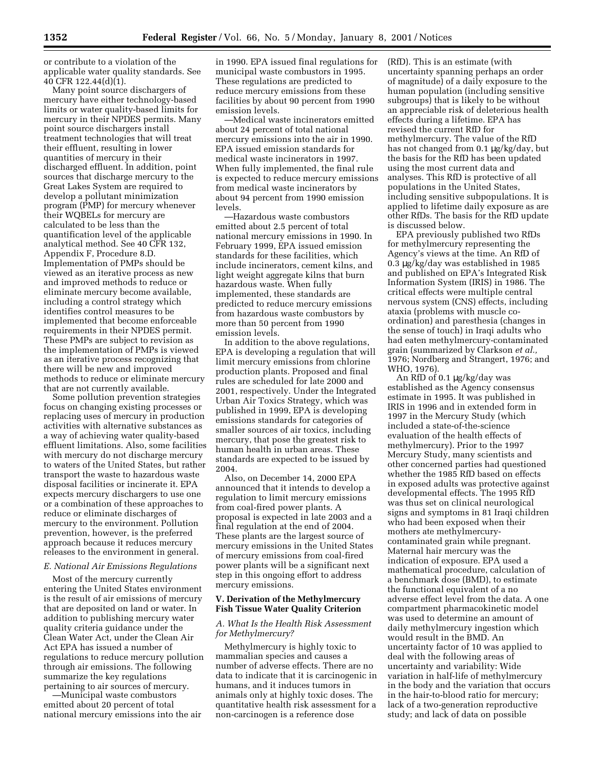or contribute to a violation of the applicable water quality standards. See 40 CFR 122.44(d)(1).

Many point source dischargers of mercury have either technology-based limits or water quality-based limits for mercury in their NPDES permits. Many point source dischargers install treatment technologies that will treat their effluent, resulting in lower quantities of mercury in their discharged effluent. In addition, point sources that discharge mercury to the Great Lakes System are required to develop a pollutant minimization program (PMP) for mercury whenever their WQBELs for mercury are calculated to be less than the quantification level of the applicable analytical method. See 40 CFR 132, Appendix F, Procedure 8.D. Implementation of PMPs should be viewed as an iterative process as new and improved methods to reduce or eliminate mercury become available, including a control strategy which identifies control measures to be implemented that become enforceable requirements in their NPDES permit. These PMPs are subject to revision as the implementation of PMPs is viewed as an iterative process recognizing that there will be new and improved methods to reduce or eliminate mercury that are not currently available.

Some pollution prevention strategies focus on changing existing processes or replacing uses of mercury in production activities with alternative substances as a way of achieving water quality-based effluent limitations. Also, some facilities with mercury do not discharge mercury to waters of the United States, but rather transport the waste to hazardous waste disposal facilities or incinerate it. EPA expects mercury dischargers to use one or a combination of these approaches to reduce or eliminate discharges of mercury to the environment. Pollution prevention, however, is the preferred approach because it reduces mercury releases to the environment in general.

### *E. National Air Emissions Regulations*

Most of the mercury currently entering the United States environment is the result of air emissions of mercury that are deposited on land or water. In addition to publishing mercury water quality criteria guidance under the Clean Water Act, under the Clean Air Act EPA has issued a number of regulations to reduce mercury pollution through air emissions. The following summarize the key regulations pertaining to air sources of mercury.

—Municipal waste combustors emitted about 20 percent of total national mercury emissions into the air in 1990. EPA issued final regulations for municipal waste combustors in 1995. These regulations are predicted to reduce mercury emissions from these facilities by about 90 percent from 1990 emission levels.

—Medical waste incinerators emitted about 24 percent of total national mercury emissions into the air in 1990. EPA issued emission standards for medical waste incinerators in 1997. When fully implemented, the final rule is expected to reduce mercury emissions from medical waste incinerators by about 94 percent from 1990 emission levels.

—Hazardous waste combustors emitted about 2.5 percent of total national mercury emissions in 1990. In February 1999, EPA issued emission standards for these facilities, which include incinerators, cement kilns, and light weight aggregate kilns that burn hazardous waste. When fully implemented, these standards are predicted to reduce mercury emissions from hazardous waste combustors by more than 50 percent from 1990 emission levels.

In addition to the above regulations, EPA is developing a regulation that will limit mercury emissions from chlorine production plants. Proposed and final rules are scheduled for late 2000 and 2001, respectively. Under the Integrated Urban Air Toxics Strategy, which was published in 1999, EPA is developing emissions standards for categories of smaller sources of air toxics, including mercury, that pose the greatest risk to human health in urban areas. These standards are expected to be issued by 2004.

Also, on December 14, 2000 EPA announced that it intends to develop a regulation to limit mercury emissions from coal-fired power plants. A proposal is expected in late 2003 and a final regulation at the end of 2004. These plants are the largest source of mercury emissions in the United States of mercury emissions from coal-fired power plants will be a significant next step in this ongoing effort to address mercury emissions.

## V. Derivation of the Methylmercury Fish Tissue Water Quality Criterion

### *A. What Is the Health Risk Assessment for Methylmercury?*

Methylmercury is highly toxic to mammalian species and causes a number of adverse effects. There are no data to indicate that it is carcinogenic in humans, and it induces tumors in animals only at highly toxic doses. The quantitative health risk assessment for a non-carcinogen is a reference dose (RfD). This is an estimate (with uncertainty spanning perhaps an order of magnitude) of a daily exposure to the human population (including sensitive subgroups) that is likely to be without an appreciable risk of deleterious health effects during a lifetime. EPA has revised the current RfD for methylmercury. The value of the RfD has not changed from 0.1 µg/kg/day, but the basis for the RfD has been updated using the most current data and analyses. This RfD is protective of all populations in the United States, including sensitive subpopulations. It is applied to lifetime daily exposure as are other RfDs. The basis for the RfD update is discussed below.

EPA previously published two RfDs for methylmercury representing the Agency's views at the time. An RfD of 0.3 µg/kg/day was established in 1985 and published on EPA's Integrated Risk Information System (IRIS) in 1986. The critical effects were multiple central nervous system (CNS) effects, including ataxia (problems with muscle co-ordination) and paresthesia (changes in the sense of touch) in Iraqi adults who had eaten methylmercury-contaminated grain (summarized by Clarkson *et al.,* 1976; Nordberg and Strangert, 1976; and WHO, 1976).

An RfD of 0.1 µg/kg/day was established as the Agency consensus estimate in 1995. It was published in IRIS in 1996 and in extended form in 1997 in the Mercury Study (which included a state-of-the-science evaluation of the health effects of methylmercury). Prior to the 1997 Mercury Study, many scientists and other concerned parties had questioned whether the 1985 RfD based on effects in exposed adults was protective against developmental effects. The 1995 RfD was thus set on clinical neurological signs and symptoms in 81 Iraqi children who had been exposed when their mothers ate methylmercury-contaminated grain while pregnant. Maternal hair mercury was the indication of exposure. EPA used a mathematical procedure, calculation of a benchmark dose (BMD), to estimate the functional equivalent of a no adverse effect level from the data. A one compartment pharmacokinetic model was used to determine an amount of daily methylmercury ingestion which would result in the BMD. An uncertainty factor of 10 was applied to deal with the following areas of uncertainty and variability: Wide variation in half-life of methylmercury in the body and the variation that occurs in the hair-to-blood ratio for mercury; lack of a two-generation reproductive study; and lack of data on possible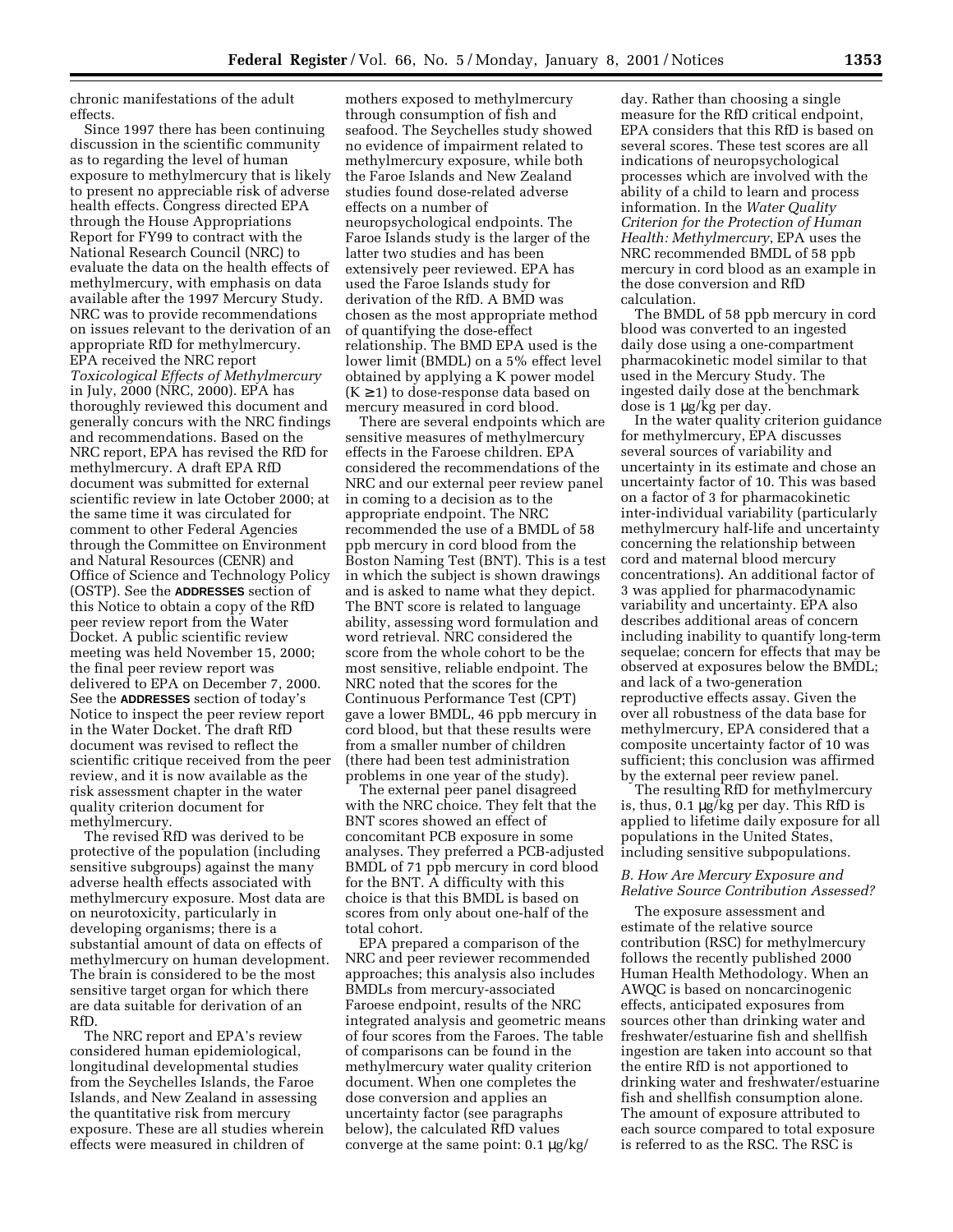chronic manifestations of the adult effects.

Since 1997 there has been continuing discussion in the scientific community as to regarding the level of human exposure to methylmercury that is likely to present no appreciable risk of adverse health effects. Congress directed EPA through the House Appropriations Report for FY99 to contract with the National Research Council (NRC) to evaluate the data on the health effects of methylmercury, with emphasis on data available after the 1997 Mercury Study. NRC was to provide recommendations on issues relevant to the derivation of an appropriate RfD for methylmercury. EPA received the NRC report *Toxicological Effects of Methylmercury* in July, 2000 (NRC, 2000). EPA has thoroughly reviewed this document and generally concurs with the NRC findings and recommendations. Based on the NRC report, EPA has revised the RfD for methylmercury. A draft EPA RfD document was submitted for external scientific review in late October 2000; at the same time it was circulated for comment to other Federal Agencies through the Committee on Environment and Natural Resources (CENR) and Office of Science and Technology Policy (OSTP). See the **ADDRESSES** section of this Notice to obtain a copy of the RfD peer review report from the Water Docket. A public scientific review meeting was held November 15, 2000; the final peer review report was delivered to EPA on December 7, 2000. See the **ADDRESSES** section of today's Notice to inspect the peer review report in the Water Docket. The draft RfD document was revised to reflect the scientific critique received from the peer review, and it is now available as the risk assessment chapter in the water quality criterion document for methylmercury.

The revised RfD was derived to be protective of the population (including sensitive subgroups) against the many adverse health effects associated with methylmercury exposure. Most data are on neurotoxicity, particularly in developing organisms; there is a substantial amount of data on effects of methylmercury on human development. The brain is considered to be the most sensitive target organ for which there are data suitable for derivation of an RfD.

The NRC report and EPA's review considered human epidemiological, longitudinal developmental studies from the Seychelles Islands, the Faroe Islands, and New Zealand in assessing the quantitative risk from mercury exposure. These are all studies wherein effects were measured in children of mothers exposed to methylmercury through consumption of fish and seafood. The Seychelles study showed no evidence of impairment related to methylmercury exposure, while both the Faroe Islands and New Zealand studies found dose-related adverse effects on a number of neuropsychological endpoints. The Faroe Islands study is the larger of the latter two studies and has been extensively peer reviewed. EPA has used the Faroe Islands study for derivation of the RfD. A BMD was chosen as the most appropriate method of quantifying the dose-effect relationship. The BMD EPA used is the lower limit (BMDL) on a 5% effect level obtained by applying a K power model ($K \geq 1$) to dose-response data based on mercury measured in cord blood.

There are several endpoints which are sensitive measures of methylmercury effects in the Faroese children. EPA considered the recommendations of the NRC and our external peer review panel in coming to a decision as to the appropriate endpoint. The NRC recommended the use of a BMDL of 58 ppb mercury in cord blood from the Boston Naming Test (BNT). This is a test in which the subject is shown drawings and is asked to name what they depict. The BNT score is related to language ability, assessing word formulation and word retrieval. NRC considered the score from the whole cohort to be the most sensitive, reliable endpoint. The NRC noted that the scores for the Continuous Performance Test (CPT) gave a lower BMDL, 46 ppb mercury in cord blood, but that these results were from a smaller number of children (there had been test administration problems in one year of the study).

The external peer panel disagreed with the NRC choice. They felt that the BNT scores showed an effect of concomitant PCB exposure in some analyses. They preferred a PCB-adjusted BMDL of 71 ppb mercury in cord blood for the BNT. A difficulty with this choice is that this BMDL is based on scores from only about one-half of the total cohort.

EPA prepared a comparison of the NRC and peer reviewer recommended approaches; this analysis also includes BMDLs from mercury-associated Faroese endpoint, results of the NRC integrated analysis and geometric means of four scores from the Faroes. The table of comparisons can be found in the methylmercury water quality criterion document. When one completes the dose conversion and applies an uncertainty factor (see paragraphs below), the calculated RfD values converge at the same point: 0.1 μg/kg/day. Rather than choosing a single measure for the RfD critical endpoint, EPA considers that this RfD is based on several scores. These test scores are all indications of neuropsychological processes which are involved with the ability of a child to learn and process information. In the *Water Quality Criterion for the Protection of Human Health: Methylmercury*, EPA uses the NRC recommended BMDL of 58 ppb mercury in cord blood as an example in the dose conversion and RfD calculation.

The BMDL of 58 ppb mercury in cord blood was converted to an ingested daily dose using a one-compartment pharmacokinetic model similar to that used in the Mercury Study. The ingested daily dose at the benchmark dose is 1 μg/kg per day.

In the water quality criterion guidance for methylmercury, EPA discusses several sources of variability and uncertainty in its estimate and chose an uncertainty factor of 10. This was based on a factor of 3 for pharmacokinetic inter-individual variability (particularly methylmercury half-life and uncertainty concerning the relationship between cord and maternal blood mercury concentrations). An additional factor of 3 was applied for pharmacodynamic variability and uncertainty. EPA also describes additional areas of concern including inability to quantify long-term sequelae; concern for effects that may be observed at exposures below the BMDL; and lack of a two-generation reproductive effects assay. Given the over all robustness of the data base for methylmercury, EPA considered that a composite uncertainty factor of 10 was sufficient; this conclusion was affirmed by the external peer review panel.

The resulting RfD for methylmercury is, thus, 0.1 μg/kg per day. This RfD is applied to lifetime daily exposure for all populations in the United States, including sensitive subpopulations.

### *B. How Are Mercury Exposure and Relative Source Contribution Assessed?*

The exposure assessment and estimate of the relative source contribution (RSC) for methylmercury follows the recently published 2000 Human Health Methodology. When an AWQC is based on noncarcinogenic effects, anticipated exposures from sources other than drinking water and freshwater/estuarine fish and shellfish ingestion are taken into account so that the entire RfD is not apportioned to drinking water and freshwater/estuarine fish and shellfish consumption alone. The amount of exposure attributed to each source compared to total exposure is referred to as the RSC. The RSC is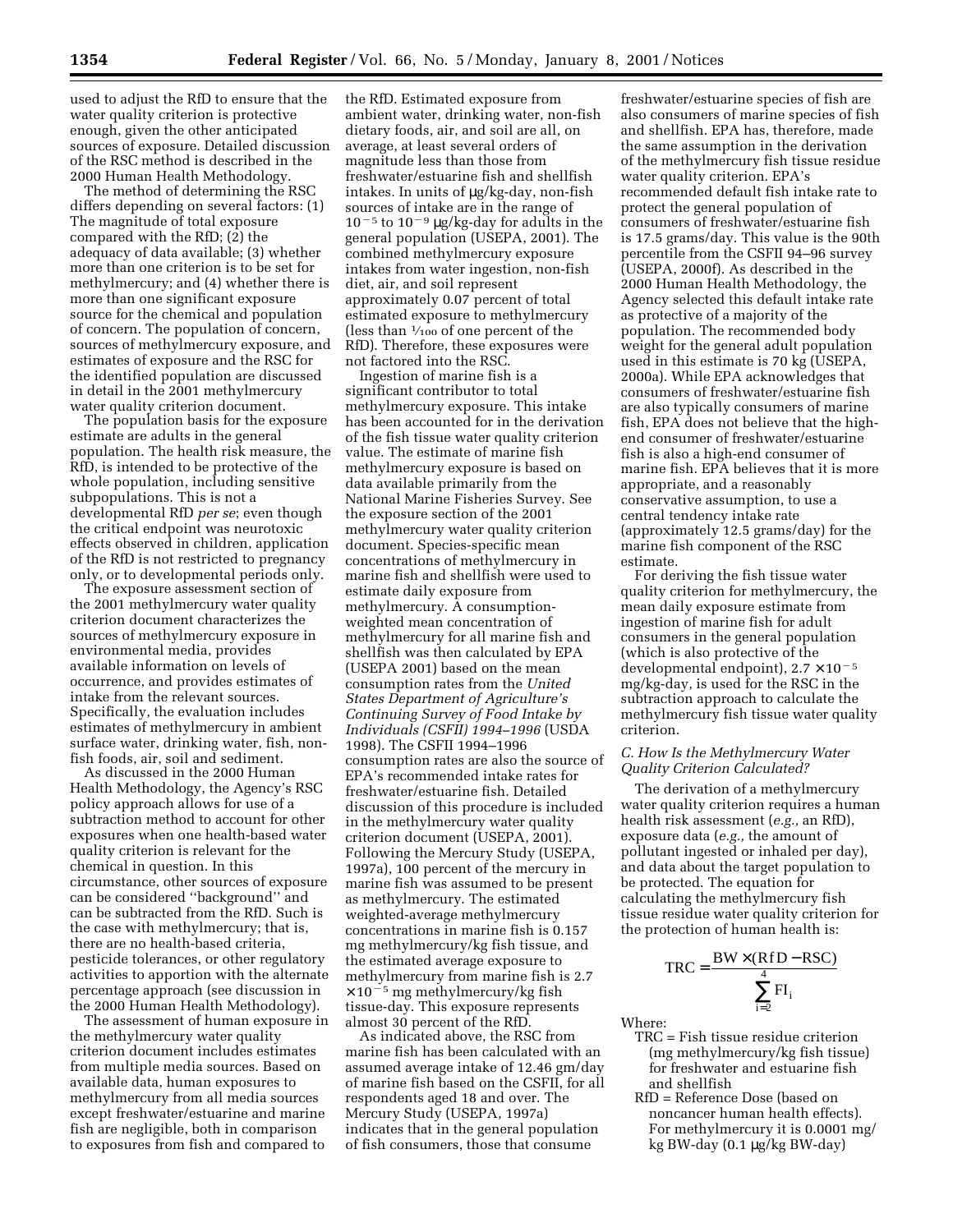used to adjust the RfD to ensure that the water quality criterion is protective enough, given the other anticipated sources of exposure. Detailed discussion of the RSC method is described in the 2000 Human Health Methodology.

The method of determining the RSC differs depending on several factors: (1) The magnitude of total exposure compared with the RfD; (2) the adequacy of data available; (3) whether more than one criterion is to be set for methylmercury; and (4) whether there is more than one significant exposure source for the chemical and population of concern. The population of concern, sources of methylmercury exposure, and estimates of exposure and the RSC for the identified population are discussed in detail in the 2001 methylmercury water quality criterion document.

The population basis for the exposure estimate are adults in the general population. The health risk measure, the RfD, is intended to be protective of the whole population, including sensitive subpopulations. This is not a developmental RfD *per se*; even though the critical endpoint was neurotoxic effects observed in children, application of the RfD is not restricted to pregnancy only, or to developmental periods only.

The exposure assessment section of the 2001 methylmercury water quality criterion document characterizes the sources of methylmercury exposure in environmental media, provides available information on levels of occurrence, and provides estimates of intake from the relevant sources. Specifically, the evaluation includes estimates of methylmercury in ambient surface water, drinking water, fish, non-fish foods, air, soil and sediment.

As discussed in the 2000 Human Health Methodology, the Agency's RSC policy approach allows for use of a subtraction method to account for other exposures when one health-based water quality criterion is relevant for the chemical in question. In this circumstance, other sources of exposure can be considered "background" and can be subtracted from the RfD. Such is the case with methylmercury; that is, there are no health-based criteria, pesticide tolerances, or other regulatory activities to apportion with the alternate percentage approach (see discussion in the 2000 Human Health Methodology).

The assessment of human exposure in the methylmercury water quality criterion document includes estimates from multiple media sources. Based on available data, human exposures to methylmercury from all media sources except freshwater/estuarine and marine fish are negligible, both in comparison to exposures from fish and compared to the RfD. Estimated exposure from ambient water, drinking water, non-fish dietary foods, air, and soil are all, on average, at least several orders of magnitude less than those from freshwater/estuarine fish and shellfish intakes. In units of μg/kg-day, non-fish sources of intake are in the range of $10^{-5}$ to $10^{-9}$ μg/kg-day for adults in the general population (USEPA, 2001). The combined methylmercury exposure intakes from water ingestion, non-fish diet, air, and soil represent approximately 0.07 percent of total estimated exposure to methylmercury (less than 1/100 of one percent of the RfD). Therefore, these exposures were not factored into the RSC.

Ingestion of marine fish is a significant contributor to total methylmercury exposure. This intake has been accounted for in the derivation of the fish tissue water quality criterion value. The estimate of marine fish methylmercury exposure is based on data available primarily from the National Marine Fisheries Survey. See the exposure section of the 2001 methylmercury water quality criterion document. Species-specific mean concentrations of methylmercury in marine fish and shellfish were used to estimate daily exposure from methylmercury. A consumption-weighted mean concentration of methylmercury for all marine fish and shellfish was then calculated by EPA (USEPA 2001) based on the mean consumption rates from the *United States Department of Agriculture's Continuing Survey of Food Intake by Individuals (CSFII) 1994–1996* (USDA 1998). The CSFII 1994–1996 consumption rates are also the source of EPA's recommended intake rates for freshwater/estuarine fish. Detailed discussion of this procedure is included in the methylmercury water quality criterion document (USEPA, 2001). Following the Mercury Study (USEPA, 1997a), 100 percent of the mercury in marine fish was assumed to be present as methylmercury. The estimated weighted-average methylmercury concentrations in marine fish is 0.157 mg methylmercury/kg fish tissue, and the estimated average exposure to methylmercury from marine fish is $2.7 \times 10^{-5}$ mg methylmercury/kg fish tissue-day. This exposure represents almost 30 percent of the RfD.

As indicated above, the RSC from marine fish has been calculated with an assumed average intake of 12.46 gm/day of marine fish based on the CSFII, for all respondents aged 18 and over. The Mercury Study (USEPA, 1997a) indicates that in the general population of fish consumers, those that consume freshwater/estuarine species of fish are also consumers of marine species of fish and shellfish. EPA has, therefore, made the same assumption in the derivation of the methylmercury fish tissue residue water quality criterion. EPA's recommended default fish intake rate to protect the general population of consumers of freshwater/estuarine fish is 17.5 grams/day. This value is the 90th percentile from the CSFII 94–96 survey (USEPA, 2000f). As described in the 2000 Human Health Methodology, the Agency selected this default intake rate as protective of a majority of the population. The recommended body weight for the general adult population used in this estimate is 70 kg (USEPA, 2000a). While EPA acknowledges that consumers of freshwater/estuarine fish are also typically consumers of marine fish, EPA does not believe that the high-end consumer of freshwater/estuarine fish is also a high-end consumer of marine fish. EPA believes that it is more appropriate, and a reasonably conservative assumption, to use a central tendency intake rate (approximately 12.5 grams/day) for the marine fish component of the RSC estimate.

For deriving the fish tissue water quality criterion for methylmercury, the mean daily exposure estimate from ingestion of marine fish for adult consumers in the general population (which is also protective of the developmental endpoint), $2.7 \times 10^{-5}$ mg/kg-day, is used for the RSC in the subtraction approach to calculate the methylmercury fish tissue water quality criterion.

### *C. How Is the Methylmercury Water Quality Criterion Calculated?*

The derivation of a methylmercury water quality criterion requires a human health risk assessment (*e.g.,* an RfD), exposure data (*e.g.,* the amount of pollutant ingested or inhaled per day), and data about the target population to be protected. The equation for calculating the methylmercury fish tissue residue water quality criterion for the protection of human health is:

$$TRC = \frac{BW \times (RfD - RSC)}{\sum_{i=2}^{4} FI_i}$$

Where:

- TRC = Fish tissue residue criterion (mg methylmercury/kg fish tissue) for freshwater and estuarine fish and shellfish
- RfD = Reference Dose (based on noncancer human health effects). For methylmercury it is 0.0001 mg/kg BW-day (0.1 μg/kg BW-day)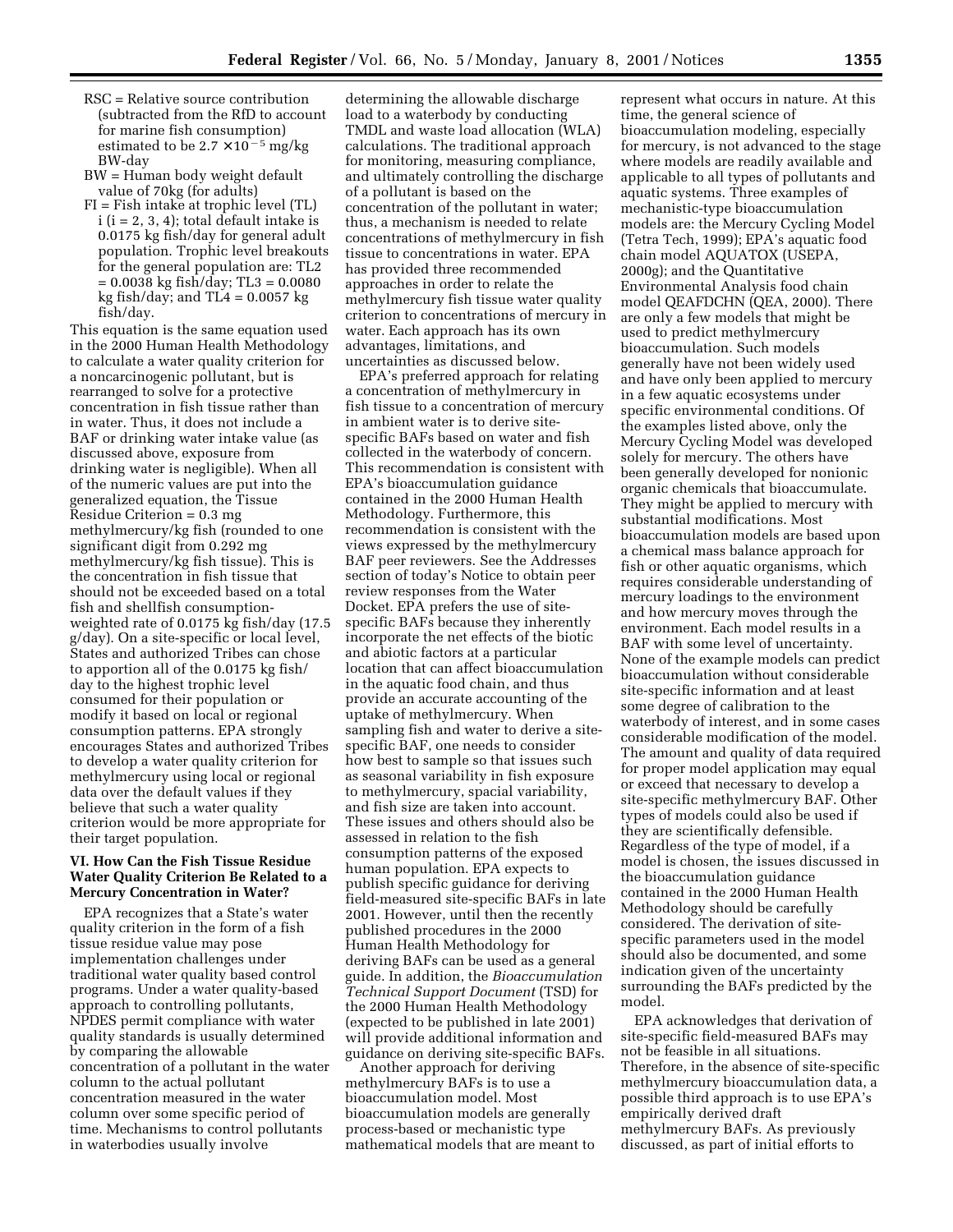RSC = Relative source contribution (subtracted from the RfD to account for marine fish consumption) estimated to be $2.7 \times 10^{-5}$ mg/kg BW-day

BW = Human body weight default value of 70kg (for adults)

FI = Fish intake at trophic level (TL) i (i = 2, 3, 4); total default intake is 0.0175 kg fish/day for general adult population. Trophic level breakouts for the general population are: TL2 = 0.0038 kg fish/day; TL3 = 0.0080 kg fish/day; and TL4 = 0.0057 kg fish/day.

This equation is the same equation used in the 2000 Human Health Methodology to calculate a water quality criterion for a noncarcinogenic pollutant, but is rearranged to solve for a protective concentration in fish tissue rather than in water. Thus, it does not include a BAF or drinking water intake value (as discussed above, exposure from drinking water is negligible). When all of the numeric values are put into the generalized equation, the Tissue Residue Criterion = 0.3 mg methylmercury/kg fish (rounded to one significant digit from 0.292 mg methylmercury/kg fish tissue). This is the concentration in fish tissue that should not be exceeded based on a total fish and shellfish consumption-weighted rate of 0.0175 kg fish/day (17.5 g/day). On a site-specific or local level, States and authorized Tribes can chose to apportion all of the 0.0175 kg fish/day to the highest trophic level consumed for their population or modify it based on local or regional consumption patterns. EPA strongly encourages States and authorized Tribes to develop a water quality criterion for methylmercury using local or regional data over the default values if they believe that such a water quality criterion would be more appropriate for their target population.

### VI. How Can the Fish Tissue Residue Water Quality Criterion Be Related to a Mercury Concentration in Water?

EPA recognizes that a State's water quality criterion in the form of a fish tissue residue value may pose implementation challenges under traditional water quality based control programs. Under a water quality-based approach to controlling pollutants, NPDES permit compliance with water quality standards is usually determined by comparing the allowable concentration of a pollutant in the water column to the actual pollutant concentration measured in the water column over some specific period of time. Mechanisms to control pollutants in waterbodies usually involve determining the allowable discharge load to a waterbody by conducting TMDL and waste load allocation (WLA) calculations. The traditional approach for monitoring, measuring compliance, and ultimately controlling the discharge of a pollutant is based on the concentration of the pollutant in water; thus, a mechanism is needed to relate concentrations of methylmercury in fish tissue to concentrations in water. EPA has provided three recommended approaches in order to relate the methylmercury fish tissue water quality criterion to concentrations of mercury in water. Each approach has its own advantages, limitations, and uncertainties as discussed below.

EPA's preferred approach for relating a concentration of methylmercury in fish tissue to a concentration of mercury in ambient water is to derive site-specific BAFs based on water and fish collected in the waterbody of concern. This recommendation is consistent with EPA's bioaccumulation guidance contained in the 2000 Human Health Methodology. Furthermore, this recommendation is consistent with the views expressed by the methylmercury BAF peer reviewers. See the Addresses section of today's Notice to obtain peer review responses from the Water Docket. EPA prefers the use of site-specific BAFs because they inherently incorporate the net effects of the biotic and abiotic factors at a particular location that can affect bioaccumulation in the aquatic food chain, and thus provide an accurate accounting of the uptake of methylmercury. When sampling fish and water to derive a site-specific BAF, one needs to consider how best to sample so that issues such as seasonal variability in fish exposure to methylmercury, spacial variability, and fish size are taken into account. These issues and others should also be assessed in relation to the fish consumption patterns of the exposed human population. EPA expects to publish specific guidance for deriving field-measured site-specific BAFs in late 2001. However, until then the recently published procedures in the 2000 Human Health Methodology for deriving BAFs can be used as a general guide. In addition, the *Bioaccumulation Technical Support Document* (TSD) for the 2000 Human Health Methodology (expected to be published in late 2001) will provide additional information and guidance on deriving site-specific BAFs.

Another approach for deriving methylmercury BAFs is to use a bioaccumulation model. Most bioaccumulation models are generally process-based or mechanistic type mathematical models that are meant to represent what occurs in nature. At this time, the general science of bioaccumulation modeling, especially for mercury, is not advanced to the stage where models are readily available and applicable to all types of pollutants and aquatic systems. Three examples of mechanistic-type bioaccumulation models are: the Mercury Cycling Model (Tetra Tech, 1999); EPA's aquatic food chain model AQUATOX (USEPA, 2000g); and the Quantitative Environmental Analysis food chain model QEAFDCHN (QEA, 2000). There are only a few models that might be used to predict methylmercury bioaccumulation. Such models generally have not been widely used and have only been applied to mercury in a few aquatic ecosystems under specific environmental conditions. Of the examples listed above, only the Mercury Cycling Model was developed solely for mercury. The others have been generally developed for nonionic organic chemicals that bioaccumulate. They might be applied to mercury with substantial modifications. Most bioaccumulation models are based upon a chemical mass balance approach for fish or other aquatic organisms, which requires considerable understanding of mercury loadings to the environment and how mercury moves through the environment. Each model results in a BAF with some level of uncertainty. None of the example models can predict bioaccumulation without considerable site-specific information and at least some degree of calibration to the waterbody of interest, and in some cases considerable modification of the model. The amount and quality of data required for proper model application may equal or exceed that necessary to develop a site-specific methylmercury BAF. Other types of models could also be used if they are scientifically defensible. Regardless of the type of model, if a model is chosen, the issues discussed in the bioaccumulation guidance contained in the 2000 Human Health Methodology should be carefully considered. The derivation of site-specific parameters used in the model should also be documented, and some indication given of the uncertainty surrounding the BAFs predicted by the model.

EPA acknowledges that derivation of site-specific field-measured BAFs may not be feasible in all situations. Therefore, in the absence of site-specific methylmercury bioaccumulation data, a possible third approach is to use EPA's empirically derived draft methylmercury BAFs. As previously discussed, as part of initial efforts to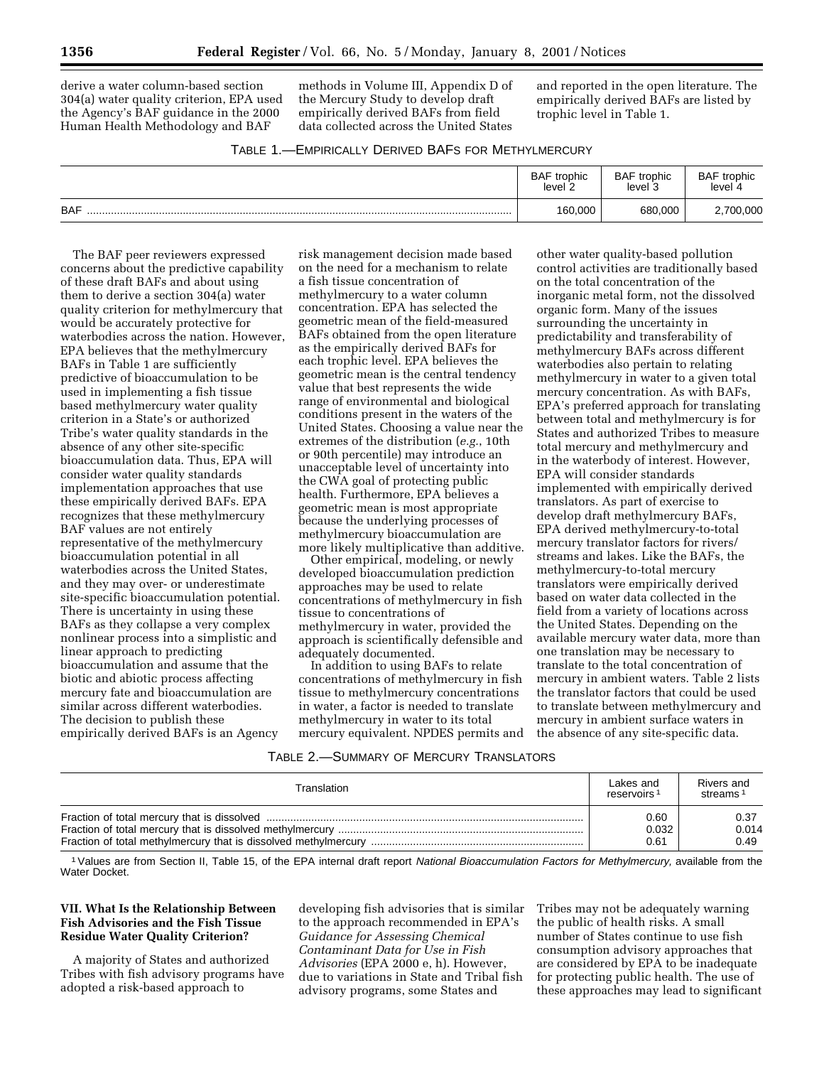derive a water column-based section 304(a) water quality criterion, EPA used the Agency's BAF guidance in the 2000 Human Health Methodology and BAF methods in Volume III, Appendix D of the Mercury Study to develop draft empirically derived BAFs from field data collected across the United States and reported in the open literature. The empirically derived BAFs are listed by trophic level in Table 1.

TABLE 1.—EMPIRICALLY DERIVED BAFS FOR METHYLMERCURY

| | BAF trophic level 2 | BAF trophic level 3 | BAF trophic level 4 |
|---|---|---|---|
| BAF | 160,000 | 680,000 | 2,700,000 |

The BAF peer reviewers expressed concerns about the predictive capability of these draft BAFs and about using them to derive a section 304(a) water quality criterion for methylmercury that would be accurately protective for waterbodies across the nation. However, EPA believes that the methylmercury BAFs in Table 1 are sufficiently predictive of bioaccumulation to be used in implementing a fish tissue based methylmercury water quality criterion in a State's or authorized Tribe's water quality standards in the absence of any other site-specific bioaccumulation data. Thus, EPA will consider water quality standards implementation approaches that use these empirically derived BAFs. EPA recognizes that these methylmercury BAF values are not entirely representative of the methylmercury bioaccumulation potential in all waterbodies across the United States, and they may over- or underestimate site-specific bioaccumulation potential. There is uncertainty in using these BAFs as they collapse a very complex nonlinear process into a simplistic and linear approach to predicting bioaccumulation and assume that the biotic and abiotic process affecting mercury fate and bioaccumulation are similar across different waterbodies. The decision to publish these empirically derived BAFs is an Agency risk management decision made based on the need for a mechanism to relate a fish tissue concentration of methylmercury to a water column concentration. EPA has selected the geometric mean of the field-measured BAFs obtained from the open literature as the empirically derived BAFs for each trophic level. EPA believes the geometric mean is the central tendency value that best represents the wide range of environmental and biological conditions present in the waters of the United States. Choosing a value near the extremes of the distribution (*e.g.*, 10th or 90th percentile) may introduce an unacceptable level of uncertainty into the CWA goal of protecting public health. Furthermore, EPA believes a geometric mean is most appropriate because the underlying processes of methylmercury bioaccumulation are more likely multiplicative than additive.

Other empirical, modeling, or newly developed bioaccumulation prediction approaches may be used to relate concentrations of methylmercury in fish tissue to concentrations of methylmercury in water, provided the approach is scientifically defensible and adequately documented.

In addition to using BAFs to relate concentrations of methylmercury in fish tissue to methylmercury concentrations in water, a factor is needed to translate methylmercury in water to its total mercury equivalent. NPDES permits and other water quality-based pollution control activities are traditionally based on the total concentration of the inorganic metal form, not the dissolved organic form. Many of the issues surrounding the uncertainty in predictability and transferability of methylmercury BAFs across different waterbodies also pertain to relating methylmercury in water to a given total mercury concentration. As with BAFs, EPA's preferred approach for translating between total and methylmercury is for States and authorized Tribes to measure total mercury and methylmercury and in the waterbody of interest. However, EPA will consider standards implemented with empirically derived translators. As part of exercise to develop draft methylmercury BAFs, EPA derived methylmercury-to-total mercury translator factors for rivers/streams and lakes. Like the BAFs, the methylmercury-to-total mercury translators were empirically derived based on water data collected in the field from a variety of locations across the United States. Depending on the available mercury water data, more than one translation may be necessary to translate to the total concentration of mercury in ambient waters. Table 2 lists the translator factors that could be used to translate between methylmercury and mercury in ambient surface waters in the absence of any site-specific data.

TABLE 2.—SUMMARY OF MERCURY TRANSLATORS

| Translation | Lakes and reservoirs [1] | Rivers and streams [1] |
|---|---|---|
| Fraction of total mercury that is dissolved | 0.60 | 0.37 |
| Fraction of total mercury that is dissolved methylmercury | 0.032 | 0.014 |
| Fraction of total methylmercury that is dissolved methylmercury | 0.61 | 0.49 |

[1] Values are from Section II, Table 15, of the EPA internal draft report *National Bioaccumulation Factors for Methylmercury,* available from the Water Docket.

## VII. What Is the Relationship Between Fish Advisories and the Fish Tissue Residue Water Quality Criterion?

A majority of States and authorized Tribes with fish advisory programs have adopted a risk-based approach to developing fish advisories that is similar to the approach recommended in EPA's *Guidance for Assessing Chemical Contaminant Data for Use in Fish Advisories* (EPA 2000 e, h). However, due to variations in State and Tribal fish advisory programs, some States and Tribes may not be adequately warning the public of health risks. A small number of States continue to use fish consumption advisory approaches that are considered by EPA to be inadequate for protecting public health. The use of these approaches may lead to significant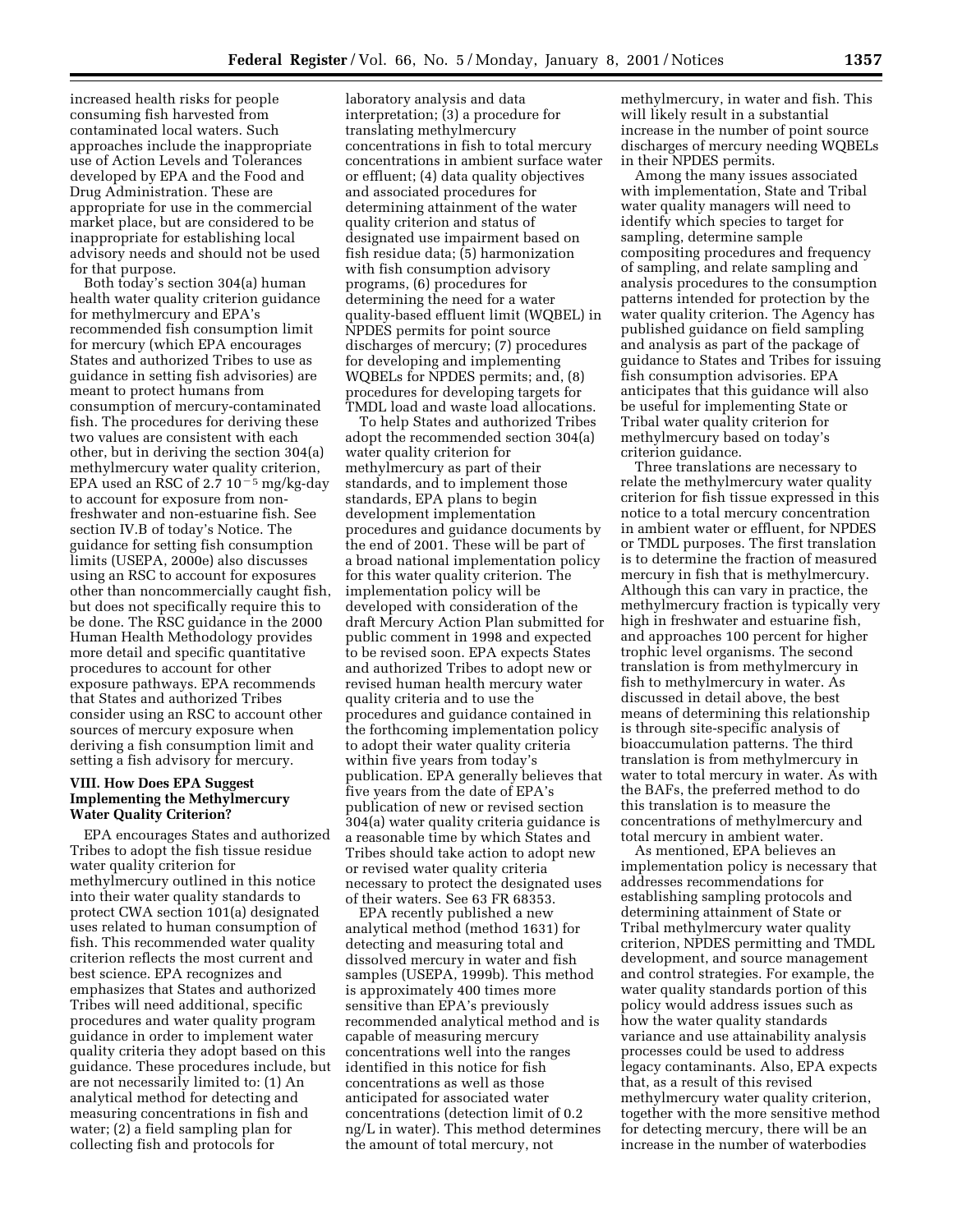increased health risks for people consuming fish harvested from contaminated local waters. Such approaches include the inappropriate use of Action Levels and Tolerances developed by EPA and the Food and Drug Administration. These are appropriate for use in the commercial market place, but are considered to be inappropriate for establishing local advisory needs and should not be used for that purpose.

Both today's section 304(a) human health water quality criterion guidance for methylmercury and EPA's recommended fish consumption limit for mercury (which EPA encourages States and authorized Tribes to use as guidance in setting fish advisories) are meant to protect humans from consumption of mercury-contaminated fish. The procedures for deriving these two values are consistent with each other, but in deriving the section 304(a) methylmercury water quality criterion, EPA used an RSC of $2.7\ 10^{-5}$ mg/kg-day to account for exposure from non-freshwater and non-estuarine fish. See section IV.B of today's Notice. The guidance for setting fish consumption limits (USEPA, 2000e) also discusses using an RSC to account for exposures other than noncommercially caught fish, but does not specifically require this to be done. The RSC guidance in the 2000 Human Health Methodology provides more detail and specific quantitative procedures to account for other exposure pathways. EPA recommends that States and authorized Tribes consider using an RSC to account other sources of mercury exposure when deriving a fish consumption limit and setting a fish advisory for mercury.

## VIII. How Does EPA Suggest Implementing the Methylmercury Water Quality Criterion?

EPA encourages States and authorized Tribes to adopt the fish tissue residue water quality criterion for methylmercury outlined in this notice into their water quality standards to protect CWA section 101(a) designated uses related to human consumption of fish. This recommended water quality criterion reflects the most current and best science. EPA recognizes and emphasizes that States and authorized Tribes will need additional, specific procedures and water quality program guidance in order to implement water quality criteria they adopt based on this guidance. These procedures include, but are not necessarily limited to: (1) An analytical method for detecting and measuring concentrations in fish and water; (2) a field sampling plan for collecting fish and protocols for laboratory analysis and data interpretation; (3) a procedure for translating methylmercury concentrations in fish to total mercury concentrations in ambient surface water or effluent; (4) data quality objectives and associated procedures for determining attainment of the water quality criterion and status of designated use impairment based on fish residue data; (5) harmonization with fish consumption advisory programs, (6) procedures for determining the need for a water quality-based effluent limit (WQBEL) in NPDES permits for point source discharges of mercury; (7) procedures for developing and implementing WQBELs for NPDES permits; and, (8) procedures for developing targets for TMDL load and waste load allocations.

To help States and authorized Tribes adopt the recommended section 304(a) water quality criterion for methylmercury as part of their standards, and to implement those standards, EPA plans to begin development implementation procedures and guidance documents by the end of 2001. These will be part of a broad national implementation policy for this water quality criterion. The implementation policy will be developed with consideration of the draft Mercury Action Plan submitted for public comment in 1998 and expected to be revised soon. EPA expects States and authorized Tribes to adopt new or revised human health mercury water quality criteria and to use the procedures and guidance contained in the forthcoming implementation policy to adopt their water quality criteria within five years from today's publication. EPA generally believes that five years from the date of EPA's publication of new or revised section 304(a) water quality criteria guidance is a reasonable time by which States and Tribes should take action to adopt new or revised water quality criteria necessary to protect the designated uses of their waters. See 63 FR 68353.

EPA recently published a new analytical method (method 1631) for detecting and measuring total and dissolved mercury in water and fish samples (USEPA, 1999b). This method is approximately 400 times more sensitive than EPA's previously recommended analytical method and is capable of measuring mercury concentrations well into the ranges identified in this notice for fish concentrations as well as those anticipated for associated water concentrations (detection limit of 0.2 ng/L in water). This method determines the amount of total mercury, not methylmercury, in water and fish. This will likely result in a substantial increase in the number of point source discharges of mercury needing WQBELs in their NPDES permits.

Among the many issues associated with implementation, State and Tribal water quality managers will need to identify which species to target for sampling, determine sample compositing procedures and frequency of sampling, and relate sampling and analysis procedures to the consumption patterns intended for protection by the water quality criterion. The Agency has published guidance on field sampling and analysis as part of the package of guidance to States and Tribes for issuing fish consumption advisories. EPA anticipates that this guidance will also be useful for implementing State or Tribal water quality criterion for methylmercury based on today's criterion guidance.

Three translations are necessary to relate the methylmercury water quality criterion for fish tissue expressed in this notice to a total mercury concentration in ambient water or effluent, for NPDES or TMDL purposes. The first translation is to determine the fraction of measured mercury in fish that is methylmercury. Although this can vary in practice, the methylmercury fraction is typically very high in freshwater and estuarine fish, and approaches 100 percent for higher trophic level organisms. The second translation is from methylmercury in fish to methylmercury in water. As discussed in detail above, the best means of determining this relationship is through site-specific analysis of bioaccumulation patterns. The third translation is from methylmercury in water to total mercury in water. As with the BAFs, the preferred method to do this translation is to measure the concentrations of methylmercury and total mercury in ambient water.

As mentioned, EPA believes an implementation policy is necessary that addresses recommendations for establishing sampling protocols and determining attainment of State or Tribal methylmercury water quality criterion, NPDES permitting and TMDL development, and source management and control strategies. For example, the water quality standards portion of this policy would address issues such as how the water quality standards variance and use attainability analysis processes could be used to address legacy contaminants. Also, EPA expects that, as a result of this revised methylmercury water quality criterion, together with the more sensitive method for detecting mercury, there will be an increase in the number of waterbodies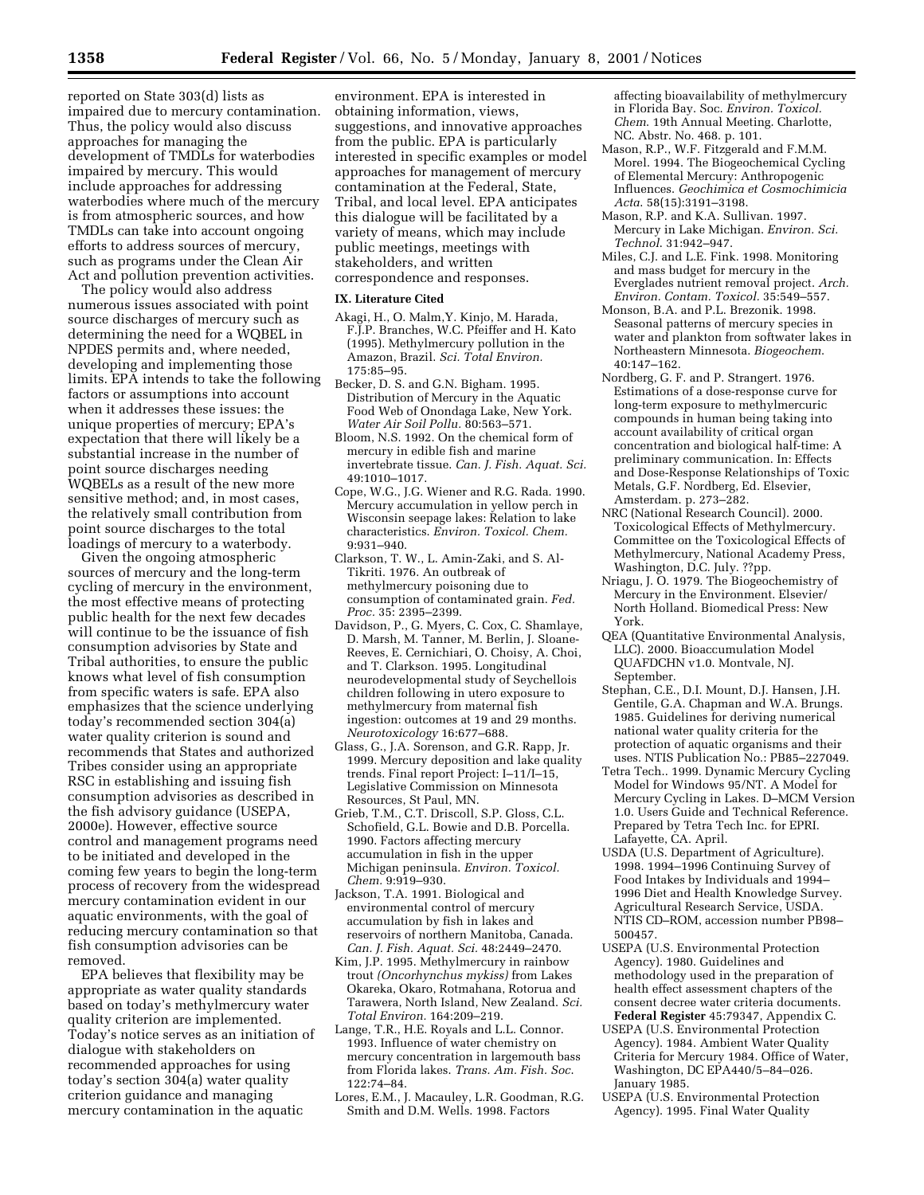reported on State 303(d) lists as impaired due to mercury contamination. Thus, the policy would also discuss approaches for managing the development of TMDLs for waterbodies impaired by mercury. This would include approaches for addressing waterbodies where much of the mercury is from atmospheric sources, and how TMDLs can take into account ongoing efforts to address sources of mercury, such as programs under the Clean Air Act and pollution prevention activities.

The policy would also address numerous issues associated with point source discharges of mercury such as determining the need for a WQBEL in NPDES permits and, where needed, developing and implementing those limits. EPA intends to take the following factors or assumptions into account when it addresses these issues: the unique properties of mercury; EPA's expectation that there will likely be a substantial increase in the number of point source discharges needing WQBELs as a result of the new more sensitive method; and, in most cases, the relatively small contribution from point source discharges to the total loadings of mercury to a waterbody.

Given the ongoing atmospheric sources of mercury and the long-term cycling of mercury in the environment, the most effective means of protecting public health for the next few decades will continue to be the issuance of fish consumption advisories by State and Tribal authorities, to ensure the public knows what level of fish consumption from specific waters is safe. EPA also emphasizes that the science underlying today's recommended section 304(a) water quality criterion is sound and recommends that States and authorized Tribes consider using an appropriate RSC in establishing and issuing fish consumption advisories as described in the fish advisory guidance (USEPA, 2000e). However, effective source control and management programs need to be initiated and developed in the coming few years to begin the long-term process of recovery from the widespread mercury contamination evident in our aquatic environments, with the goal of reducing mercury contamination so that fish consumption advisories can be removed.

EPA believes that flexibility may be appropriate as water quality standards based on today's methylmercury water quality criterion are implemented. Today's notice serves as an initiation of dialogue with stakeholders on recommended approaches for using today's section 304(a) water quality criterion guidance and managing mercury contamination in the aquatic environment. EPA is interested in obtaining information, views, suggestions, and innovative approaches from the public. EPA is particularly interested in specific examples or model approaches for management of mercury contamination at the Federal, State, Tribal, and local level. EPA anticipates this dialogue will be facilitated by a variety of means, which may include public meetings, meetings with stakeholders, and written correspondence and responses.

## IX. Literature Cited

Akagi, H., O. Malm,Y. Kinjo, M. Harada, F.J.P. Branches, W.C. Pfeiffer and H. Kato (1995). Methylmercury pollution in the Amazon, Brazil. *Sci. Total Environ.* 175:85–95.

Becker, D. S. and G.N. Bigham. 1995. Distribution of Mercury in the Aquatic Food Web of Onondaga Lake, New York. *Water Air Soil Pollu.* 80:563–571.

Bloom, N.S. 1992. On the chemical form of mercury in edible fish and marine invertebrate tissue. *Can. J. Fish. Aquat. Sci.* 49:1010–1017.

Cope, W.G., J.G. Wiener and R.G. Rada. 1990. Mercury accumulation in yellow perch in Wisconsin seepage lakes: Relation to lake characteristics. *Environ. Toxicol. Chem.* 9:931–940.

Clarkson, T. W., L. Amin-Zaki, and S. Al-Tikriti. 1976. An outbreak of methylmercury poisoning due to consumption of contaminated grain. *Fed. Proc.* 35: 2395–2399.

Davidson, P., G. Myers, C. Cox, C. Shamlaye, D. Marsh, M. Tanner, M. Berlin, J. Sloane-Reeves, E. Cernichiari, O. Choisy, A. Choi, and T. Clarkson. 1995. Longitudinal neurodevelopmental study of Seychellois children following in utero exposure to methylmercury from maternal fish ingestion: outcomes at 19 and 29 months. *Neurotoxicology* 16:677–688.

Glass, G., J.A. Sorenson, and G.R. Rapp, Jr. 1999. Mercury deposition and lake quality trends. Final report Project: I–11/I–15, Legislative Commission on Minnesota Resources, St Paul, MN.

Grieb, T.M., C.T. Driscoll, S.P. Gloss, C.L. Schofield, G.L. Bowie and D.B. Porcella. 1990. Factors affecting mercury accumulation in fish in the upper Michigan peninsula. *Environ. Toxicol. Chem.* 9:919–930.

Jackson, T.A. 1991. Biological and environmental control of mercury accumulation by fish in lakes and reservoirs of northern Manitoba, Canada. *Can. J. Fish. Aquat. Sci.* 48:2449–2470.

Kim, J.P. 1995. Methylmercury in rainbow trout *(Oncorhynchus mykiss)* from Lakes Okareka, Okaro, Rotmahana, Rotorua and Tarawera, North Island, New Zealand. *Sci. Total Environ.* 164:209–219.

Lange, T.R., H.E. Royals and L.L. Connor. 1993. Influence of water chemistry on mercury concentration in largemouth bass from Florida lakes. *Trans. Am. Fish. Soc.* 122:74–84.

Lores, E.M., J. Macauley, L.R. Goodman, R.G. Smith and D.M. Wells. 1998. Factors affecting bioavailability of methylmercury in Florida Bay. Soc. *Environ. Toxicol. Chem.* 19th Annual Meeting. Charlotte, NC. Abstr. No. 468. p. 101.

Mason, R.P., W.F. Fitzgerald and F.M.M. Morel. 1994. The Biogeochemical Cycling of Elemental Mercury: Anthropogenic Influences. *Geochimica et Cosmochimicia Acta.* 58(15):3191–3198.

Mason, R.P. and K.A. Sullivan. 1997. Mercury in Lake Michigan. *Environ. Sci. Technol.* 31:942–947.

Miles, C.J. and L.E. Fink. 1998. Monitoring and mass budget for mercury in the Everglades nutrient removal project. *Arch. Environ. Contam. Toxicol.* 35:549–557.

Monson, B.A. and P.L. Brezonik. 1998. Seasonal patterns of mercury species in water and plankton from softwater lakes in Northeastern Minnesota. *Biogeochem.* 40:147–162.

Nordberg, G. F. and P. Strangert. 1976. Estimations of a dose-response curve for long-term exposure to methylmercuric compounds in human being taking into account availability of critical organ concentration and biological half-time: A preliminary communication. In: Effects and Dose-Response Relationships of Toxic Metals, G.F. Nordberg, Ed. Elsevier, Amsterdam. p. 273–282.

NRC (National Research Council). 2000. Toxicological Effects of Methylmercury. Committee on the Toxicological Effects of Methylmercury, National Academy Press, Washington, D.C. July. ??pp.

Nriagu, J. O. 1979. The Biogeochemistry of Mercury in the Environment. Elsevier/North Holland. Biomedical Press: New York.

QEA (Quantitative Environmental Analysis, LLC). 2000. Bioaccumulation Model QUAFDCHN v1.0. Montvale, NJ. September.

Stephan, C.E., D.I. Mount, D.J. Hansen, J.H. Gentile, G.A. Chapman and W.A. Brungs. 1985. Guidelines for deriving numerical national water quality criteria for the protection of aquatic organisms and their uses. NTIS Publication No.: PB85–227049.

Tetra Tech.. 1999. Dynamic Mercury Cycling Model for Windows 95/NT. A Model for Mercury Cycling in Lakes. D–MCM Version 1.0. Users Guide and Technical Reference. Prepared by Tetra Tech Inc. for EPRI. Lafayette, CA. April.

USDA (U.S. Department of Agriculture). 1998. 1994–1996 Continuing Survey of Food Intakes by Individuals and 1994–1996 Diet and Health Knowledge Survey. Agricultural Research Service, USDA. NTIS CD–ROM, accession number PB98–500457.

USEPA (U.S. Environmental Protection Agency). 1980. Guidelines and methodology used in the preparation of health effect assessment chapters of the consent decree water criteria documents. **Federal Register** 45:79347, Appendix C.

USEPA (U.S. Environmental Protection Agency). 1984. Ambient Water Quality Criteria for Mercury 1984. Office of Water, Washington, DC EPA440/5–84–026. January 1985.

USEPA (U.S. Environmental Protection Agency). 1995. Final Water Quality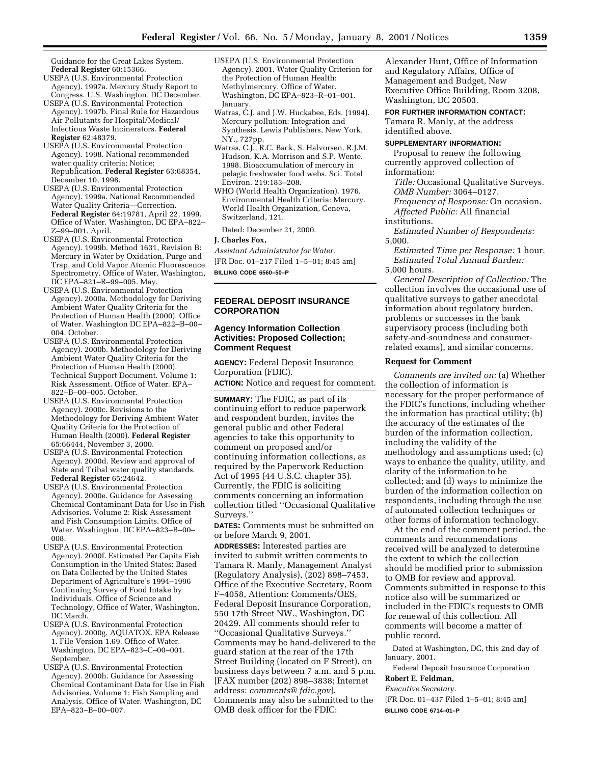Guidance for the Great Lakes System. **Federal Register** 60:15366.

USEPA (U.S. Environmental Protection Agency). 1997a. Mercury Study Report to Congress. U.S. Washington, DC December.

USEPA (U.S. Environmental Protection Agency). 1997b. Final Rule for Hazardous Air Pollutants for Hospital/Medical/Infectious Waste Incinerators. **Federal Register** 62:48379.

USEPA (U.S. Environmental Protection Agency). 1998. National recommended water quality criteria; Notice; Republication. **Federal Register** 63:68354, December 10, 1998.

USEPA (U.S. Environmental Protection Agency). 1999a. National Recommended Water Quality Criteria—Correction. **Federal Register** 64:19781, April 22, 1999. Office of Water. Washington, DC EPA–822–Z–99–001. April.

USEPA (U.S. Environmental Protection Agency). 1999b. Method 1631, Revision B: Mercury in Water by Oxidation, Purge and Trap, and Cold Vapor Atomic Fluorescence Spectrometry. Office of Water. Washington, DC EPA–821–R–99–005. May.

USEPA (U.S. Environmental Protection Agency). 2000a. Methodology for Deriving Ambient Water Quality Criteria for the Protection of Human Health (2000). Office of Water. Washington DC EPA–822–B–00–004. October.

USEPA (U.S. Environmental Protection Agency). 2000b. Methodology for Deriving Ambient Water Quality Criteria for the Protection of Human Health (2000). Technical Support Document. Volume 1: Risk Assessment. Office of Water. EPA–822–B–00–005. October.

USEPA (U.S. Environmental Protection Agency). 2000c. Revisions to the Methodology for Deriving Ambient Water Quality Criteria for the Protection of Human Health (2000). **Federal Register** 65:66444, November 3, 2000.

USEPA (U.S. Environmental Protection Agency). 2000d. Review and approval of State and Tribal water quality standards. **Federal Register** 65:24642.

USEPA (U.S. Environmental Protection Agency). 2000e. Guidance for Assessing Chemical Contaminant Data for Use in Fish Advisories. Volume 2: Risk Assessment and Fish Consumption Limits. Office of Water. Washington, DC EPA–823–B–00–008.

USEPA (U.S. Environmental Protection Agency). 2000f. Estimated Per Capita Fish Consumption in the United States: Based on Data Collected by the United States Department of Agriculture's 1994–1996 Continuing Survey of Food Intake by Individuals. Office of Science and Technology, Office of Water, Washington, DC March.

USEPA (U.S. Environmental Protection Agency). 2000g. AQUATOX. EPA Release 1. File Version 1.69. Office of Water. Washington, DC EPA–823–C–00–001. September.

USEPA (U.S. Environmental Protection Agency). 2000h. Guidance for Assessing Chemical Contaminant Data for Use in Fish Advisories. Volume 1: Fish Sampling and Analysis. Office of Water. Washington, DC EPA–823–B–00–007.

USEPA (U.S. Environmental Protection Agency). 2001. Water Quality Criterion for the Protection of Human Health: Methylmercury. Office of Water. Washington, DC EPA–823–R–01–001. January.

Watras, C.J. and J.W. Huckabee, Eds. (1994). Mercury pollution: Integration and Synthesis. Lewis Publishers, New York, NY., 727pp.

Watras, C.J., R.C. Back, S. Halvorsen. R.J.M. Hudson, K.A. Morrison and S.P. Wente. 1998. Bioaccumulation of mercury in pelagic freshwater food webs. Sci. Total Environ. 219:183–208.

WHO (World Health Organization). 1976. Environmental Health Criteria: Mercury. World Health Organization, Geneva, Switzerland, 121.

Dated: December 21, 2000.

**J. Charles Fox,**

*Assistant Administrator for Water.*

[FR Doc. 01–217 Filed 1–5–01; 8:45 am]

**BILLING CODE 6560–50–P**

## FEDERAL DEPOSIT INSURANCE CORPORATION

### Agency Information Collection Activities: Proposed Collection; Comment Request

**AGENCY:** Federal Deposit Insurance Corporation (FDIC).

**ACTION:** Notice and request for comment.

**SUMMARY:** The FDIC, as part of its continuing effort to reduce paperwork and respondent burden, invites the general public and other Federal agencies to take this opportunity to comment on proposed and/or continuing information collections, as required by the Paperwork Reduction Act of 1995 (44 U.S.C. chapter 35). Currently, the FDIC is soliciting comments concerning an information collection titled ''Occasional Qualitative Surveys.''

**DATES:** Comments must be submitted on or before March 9, 2001.

**ADDRESSES:** Interested parties are invited to submit written comments to Tamara R. Manly, Management Analyst (Regulatory Analysis), (202) 898–7453, Office of the Executive Secretary, Room F–4058, Attention: Comments/OES, Federal Deposit Insurance Corporation, 550 17th Street NW., Washington, DC 20429. All comments should refer to ''Occasional Qualitative Surveys.'' Comments may be hand-delivered to the guard station at the rear of the 17th Street Building (located on F Street), on business days between 7 a.m. and 5 p.m. [FAX number (202) 898–3838; Internet address: *comments@ fdic.gov*]. Comments may also be submitted to the OMB desk officer for the FDIC: Alexander Hunt, Office of Information and Regulatory Affairs, Office of Management and Budget, New Executive Office Building, Room 3208, Washington, DC 20503.

**FOR FURTHER INFORMATION CONTACT:** Tamara R. Manly, at the address identified above.

**SUPPLEMENTARY INFORMATION:**

Proposal to renew the following currently approved collection of information:

*Title:* Occasional Qualitative Surveys.

*OMB Number:* 3064–0127.

*Frequency of Response:* On occasion.

*Affected Public:* All financial institutions.

*Estimated Number of Respondents:* 5,000.

*Estimated Time per Response:* 1 hour.

*Estimated Total Annual Burden:* 5,000 hours.

*General Description of Collection:* The collection involves the occasional use of qualitative surveys to gather anecdotal information about regulatory burden, problems or successes in the bank supervisory process (including both safety-and-soundness and consumer-related exams), and similar concerns.

### Request for Comment

*Comments are invited on:* (a) Whether the collection of information is necessary for the proper performance of the FDIC's functions, including whether the information has practical utility; (b) the accuracy of the estimates of the burden of the information collection, including the validity of the methodology and assumptions used; (c) ways to enhance the quality, utility, and clarity of the information to be collected; and (d) ways to minimize the burden of the information collection on respondents, including through the use of automated collection techniques or other forms of information technology.

At the end of the comment period, the comments and recommendations received will be analyzed to determine the extent to which the collection should be modified prior to submission to OMB for review and approval. Comments submitted in response to this notice also will be summarized or included in the FDIC's requests to OMB for renewal of this collection. All comments will become a matter of public record.

Dated at Washington, DC, this 2nd day of January, 2001.

Federal Deposit Insurance Corporation

**Robert E. Feldman,**

*Executive Secretary.*

[FR Doc. 01–437 Filed 1–5–01; 8:45 am]

**BILLING CODE 6714–01–P**